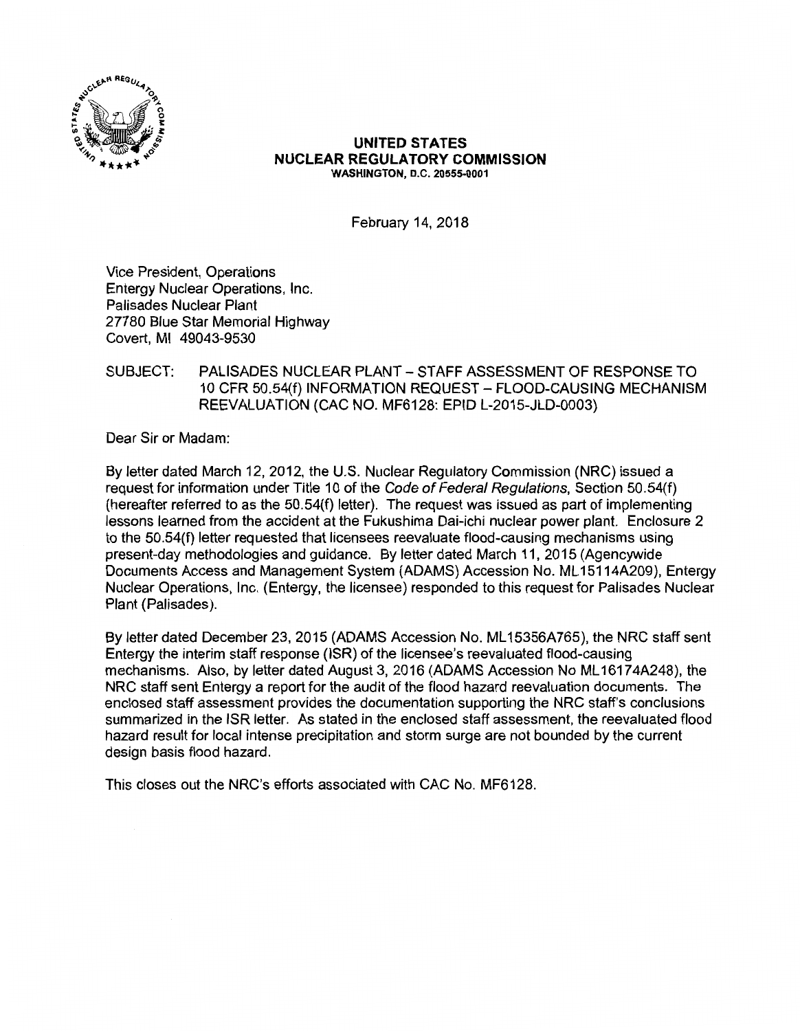**UNITED STATES**
**NUCLEAR REGULATORY COMMISSION**
WASHINGTON, D.C. 20555-0001

February 14, 2018

Vice President, Operations
Entergy Nuclear Operations, Inc.
Palisades Nuclear Plant
27780 Blue Star Memorial Highway
Covert, MI 49043-9530

SUBJECT: PALISADES NUCLEAR PLANT – STAFF ASSESSMENT OF RESPONSE TO 10 CFR 50.54(f) INFORMATION REQUEST – FLOOD-CAUSING MECHANISM REEVALUATION (CAC NO. MF6128: EPID L-2015-JLD-0003)

Dear Sir or Madam:

By letter dated March 12, 2012, the U.S. Nuclear Regulatory Commission (NRC) issued a request for information under Title 10 of the *Code of Federal Regulations*, Section 50.54(f) (hereafter referred to as the 50.54(f) letter). The request was issued as part of implementing lessons learned from the accident at the Fukushima Dai-ichi nuclear power plant. Enclosure 2 to the 50.54(f) letter requested that licensees reevaluate flood-causing mechanisms using present-day methodologies and guidance. By letter dated March 11, 2015 (Agencywide Documents Access and Management System (ADAMS) Accession No. ML15114A209), Entergy Nuclear Operations, Inc. (Entergy, the licensee) responded to this request for Palisades Nuclear Plant (Palisades).

By letter dated December 23, 2015 (ADAMS Accession No. ML15356A765), the NRC staff sent Entergy the interim staff response (ISR) of the licensee's reevaluated flood-causing mechanisms. Also, by letter dated August 3, 2016 (ADAMS Accession No ML16174A248), the NRC staff sent Entergy a report for the audit of the flood hazard reevaluation documents. The enclosed staff assessment provides the documentation supporting the NRC staff's conclusions summarized in the ISR letter. As stated in the enclosed staff assessment, the reevaluated flood hazard result for local intense precipitation and storm surge are not bounded by the current design basis flood hazard.

This closes out the NRC's efforts associated with CAC No. MF6128.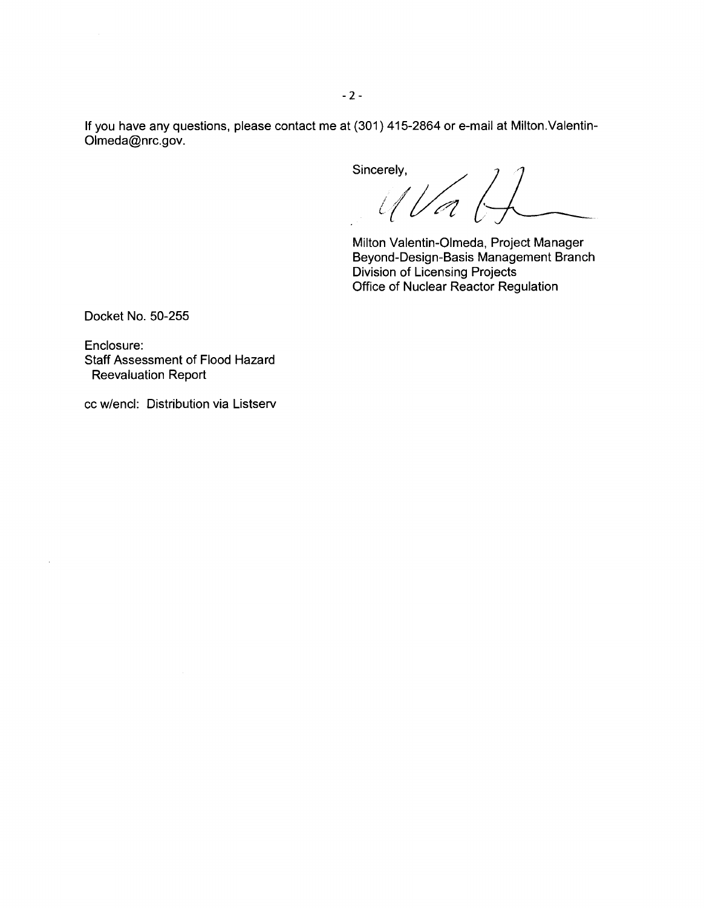If you have any questions, please contact me at (301) 415-2864 or e-mail at Milton.Valentin-Olmeda@nrc.gov.

Sincerely,

Milton Valentin-Olmeda, Project Manager
Beyond-Design-Basis Management Branch
Division of Licensing Projects
Office of Nuclear Reactor Regulation

Docket No. 50-255

Enclosure:
Staff Assessment of Flood Hazard
Reevaluation Report

cc w/encl: Distribution via Listserv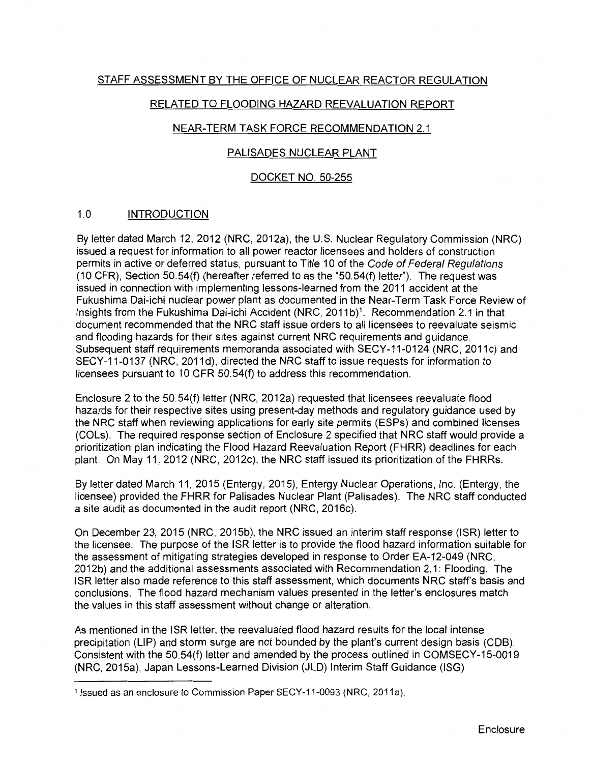STAFF ASSESSMENT BY THE OFFICE OF NUCLEAR REACTOR REGULATION

RELATED TO FLOODING HAZARD REEVALUATION REPORT

NEAR-TERM TASK FORCE RECOMMENDATION 2.1

PALISADES NUCLEAR PLANT

DOCKET NO. 50-255

## 1.0 INTRODUCTION

By letter dated March 12, 2012 (NRC, 2012a), the U.S. Nuclear Regulatory Commission (NRC) issued a request for information to all power reactor licensees and holders of construction permits in active or deferred status, pursuant to Title 10 of the *Code of Federal Regulations* (10 CFR), Section 50.54(f) (hereafter referred to as the "50.54(f) letter"). The request was issued in connection with implementing lessons-learned from the 2011 accident at the Fukushima Dai-ichi nuclear power plant as documented in the Near-Term Task Force Review of Insights from the Fukushima Dai-ichi Accident (NRC, 2011b)[1]. Recommendation 2.1 in that document recommended that the NRC staff issue orders to all licensees to reevaluate seismic and flooding hazards for their sites against current NRC requirements and guidance. Subsequent staff requirements memoranda associated with SECY-11-0124 (NRC, 2011c) and SECY-11-0137 (NRC, 2011d), directed the NRC staff to issue requests for information to licensees pursuant to 10 CFR 50.54(f) to address this recommendation.

Enclosure 2 to the 50.54(f) letter (NRC, 2012a) requested that licensees reevaluate flood hazards for their respective sites using present-day methods and regulatory guidance used by the NRC staff when reviewing applications for early site permits (ESPs) and combined licenses (COLs). The required response section of Enclosure 2 specified that NRC staff would provide a prioritization plan indicating the Flood Hazard Reevaluation Report (FHRR) deadlines for each plant. On May 11, 2012 (NRC, 2012c), the NRC staff issued its prioritization of the FHRRs.

By letter dated March 11, 2015 (Entergy, 2015), Entergy Nuclear Operations, Inc. (Entergy, the licensee) provided the FHRR for Palisades Nuclear Plant (Palisades). The NRC staff conducted a site audit as documented in the audit report (NRC, 2016c).

On December 23, 2015 (NRC, 2015b), the NRC issued an interim staff response (ISR) letter to the licensee. The purpose of the ISR letter is to provide the flood hazard information suitable for the assessment of mitigating strategies developed in response to Order EA-12-049 (NRC, 2012b) and the additional assessments associated with Recommendation 2.1: Flooding. The ISR letter also made reference to this staff assessment, which documents NRC staff's basis and conclusions. The flood hazard mechanism values presented in the letter's enclosures match the values in this staff assessment without change or alteration.

As mentioned in the ISR letter, the reevaluated flood hazard results for the local intense precipitation (LIP) and storm surge are not bounded by the plant's current design basis (CDB). Consistent with the 50.54(f) letter and amended by the process outlined in COMSECY-15-0019 (NRC, 2015a), Japan Lessons-Learned Division (JLD) Interim Staff Guidance (ISG)

[1] Issued as an enclosure to Commission Paper SECY-11-0093 (NRC, 2011a).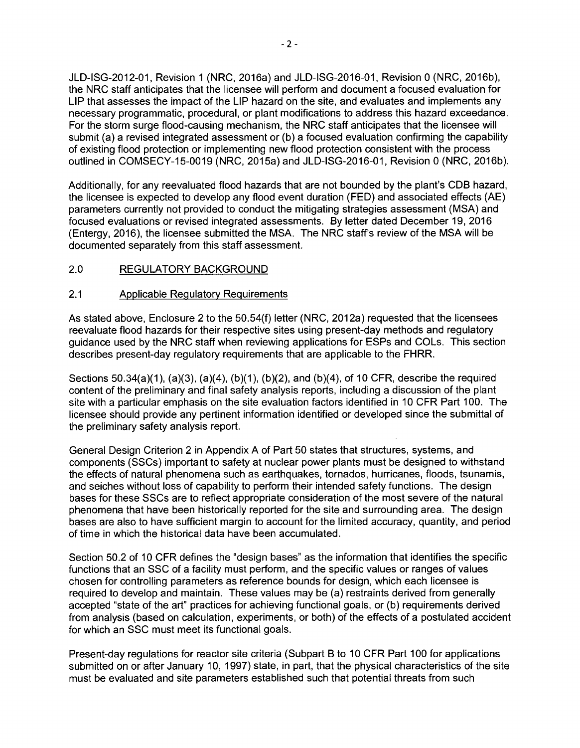JLD-ISG-2012-01, Revision 1 (NRC, 2016a) and JLD-ISG-2016-01, Revision 0 (NRC, 2016b), the NRC staff anticipates that the licensee will perform and document a focused evaluation for LIP that assesses the impact of the LIP hazard on the site, and evaluates and implements any necessary programmatic, procedural, or plant modifications to address this hazard exceedance. For the storm surge flood-causing mechanism, the NRC staff anticipates that the licensee will submit (a) a revised integrated assessment or (b) a focused evaluation confirming the capability of existing flood protection or implementing new flood protection consistent with the process outlined in COMSECY-15-0019 (NRC, 2015a) and JLD-ISG-2016-01, Revision 0 (NRC, 2016b).

Additionally, for any reevaluated flood hazards that are not bounded by the plant's CDB hazard, the licensee is expected to develop any flood event duration (FED) and associated effects (AE) parameters currently not provided to conduct the mitigating strategies assessment (MSA) and focused evaluations or revised integrated assessments. By letter dated December 19, 2016 (Entergy, 2016), the licensee submitted the MSA. The NRC staff's review of the MSA will be documented separately from this staff assessment.

## 2.0 REGULATORY BACKGROUND

### 2.1 Applicable Regulatory Requirements

As stated above, Enclosure 2 to the 50.54(f) letter (NRC, 2012a) requested that the licensees reevaluate flood hazards for their respective sites using present-day methods and regulatory guidance used by the NRC staff when reviewing applications for ESPs and COLs. This section describes present-day regulatory requirements that are applicable to the FHRR.

Sections 50.34(a)(1), (a)(3), (a)(4), (b)(1), (b)(2), and (b)(4), of 10 CFR, describe the required content of the preliminary and final safety analysis reports, including a discussion of the plant site with a particular emphasis on the site evaluation factors identified in 10 CFR Part 100. The licensee should provide any pertinent information identified or developed since the submittal of the preliminary safety analysis report.

General Design Criterion 2 in Appendix A of Part 50 states that structures, systems, and components (SSCs) important to safety at nuclear power plants must be designed to withstand the effects of natural phenomena such as earthquakes, tornados, hurricanes, floods, tsunamis, and seiches without loss of capability to perform their intended safety functions. The design bases for these SSCs are to reflect appropriate consideration of the most severe of the natural phenomena that have been historically reported for the site and surrounding area. The design bases are also to have sufficient margin to account for the limited accuracy, quantity, and period of time in which the historical data have been accumulated.

Section 50.2 of 10 CFR defines the "design bases" as the information that identifies the specific functions that an SSC of a facility must perform, and the specific values or ranges of values chosen for controlling parameters as reference bounds for design, which each licensee is required to develop and maintain. These values may be (a) restraints derived from generally accepted "state of the art" practices for achieving functional goals, or (b) requirements derived from analysis (based on calculation, experiments, or both) of the effects of a postulated accident for which an SSC must meet its functional goals.

Present-day regulations for reactor site criteria (Subpart B to 10 CFR Part 100 for applications submitted on or after January 10, 1997) state, in part, that the physical characteristics of the site must be evaluated and site parameters established such that potential threats from such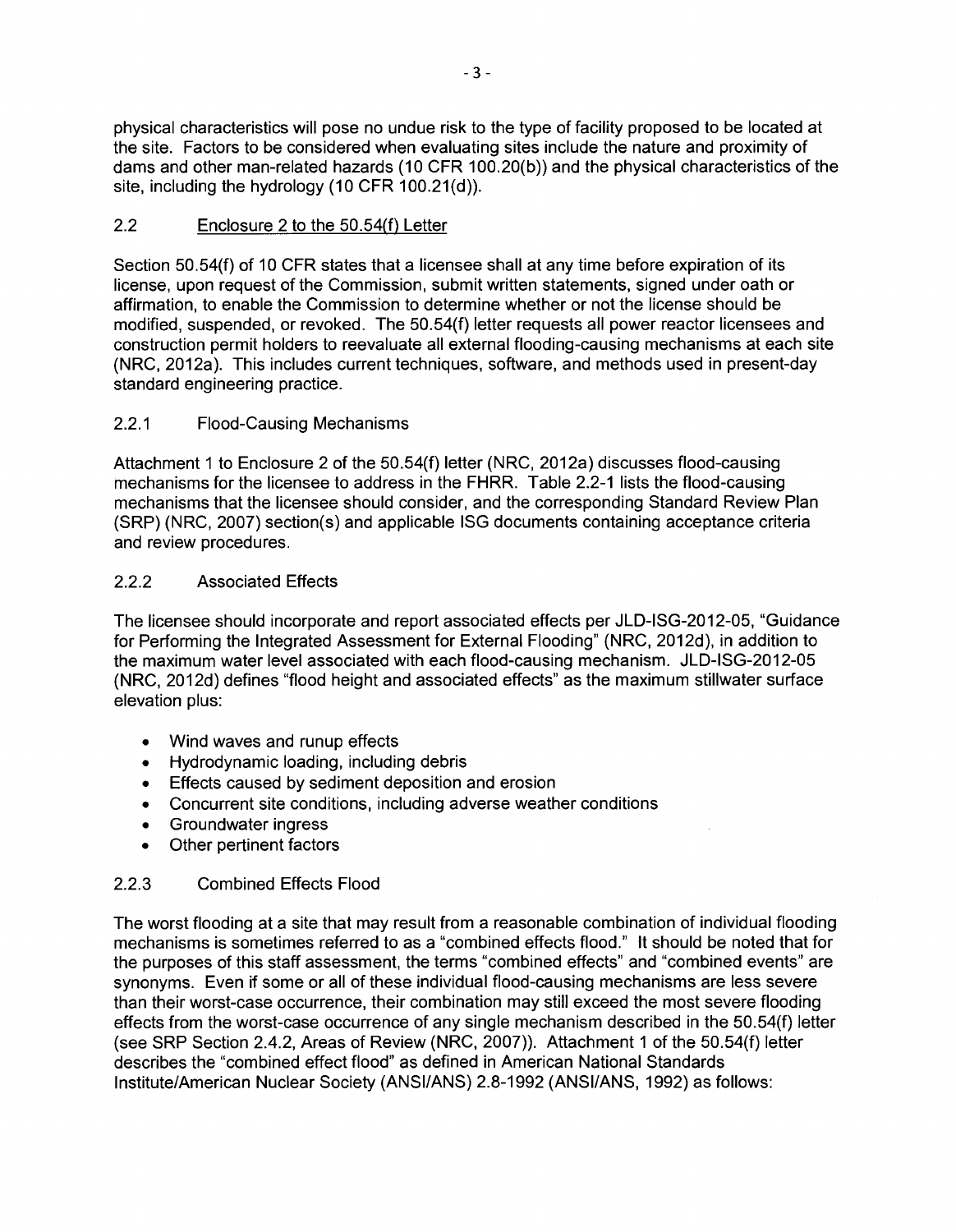physical characteristics will pose no undue risk to the type of facility proposed to be located at the site. Factors to be considered when evaluating sites include the nature and proximity of dams and other man-related hazards (10 CFR 100.20(b)) and the physical characteristics of the site, including the hydrology (10 CFR 100.21(d)).

## 2.2 Enclosure 2 to the 50.54(f) Letter

Section 50.54(f) of 10 CFR states that a licensee shall at any time before expiration of its license, upon request of the Commission, submit written statements, signed under oath or affirmation, to enable the Commission to determine whether or not the license should be modified, suspended, or revoked. The 50.54(f) letter requests all power reactor licensees and construction permit holders to reevaluate all external flooding-causing mechanisms at each site (NRC, 2012a). This includes current techniques, software, and methods used in present-day standard engineering practice.

### 2.2.1 Flood-Causing Mechanisms

Attachment 1 to Enclosure 2 of the 50.54(f) letter (NRC, 2012a) discusses flood-causing mechanisms for the licensee to address in the FHRR. Table 2.2-1 lists the flood-causing mechanisms that the licensee should consider, and the corresponding Standard Review Plan (SRP) (NRC, 2007) section(s) and applicable ISG documents containing acceptance criteria and review procedures.

### 2.2.2 Associated Effects

The licensee should incorporate and report associated effects per JLD-ISG-2012-05, "Guidance for Performing the Integrated Assessment for External Flooding" (NRC, 2012d), in addition to the maximum water level associated with each flood-causing mechanism. JLD-ISG-2012-05 (NRC, 2012d) defines "flood height and associated effects" as the maximum stillwater surface elevation plus:

- Wind waves and runup effects
- Hydrodynamic loading, including debris
- Effects caused by sediment deposition and erosion
- Concurrent site conditions, including adverse weather conditions
- Groundwater ingress
- Other pertinent factors

### 2.2.3 Combined Effects Flood

The worst flooding at a site that may result from a reasonable combination of individual flooding mechanisms is sometimes referred to as a "combined effects flood." It should be noted that for the purposes of this staff assessment, the terms "combined effects" and "combined events" are synonyms. Even if some or all of these individual flood-causing mechanisms are less severe than their worst-case occurrence, their combination may still exceed the most severe flooding effects from the worst-case occurrence of any single mechanism described in the 50.54(f) letter (see SRP Section 2.4.2, Areas of Review (NRC, 2007)). Attachment 1 of the 50.54(f) letter describes the "combined effect flood" as defined in American National Standards Institute/American Nuclear Society (ANSI/ANS) 2.8-1992 (ANSI/ANS, 1992) as follows: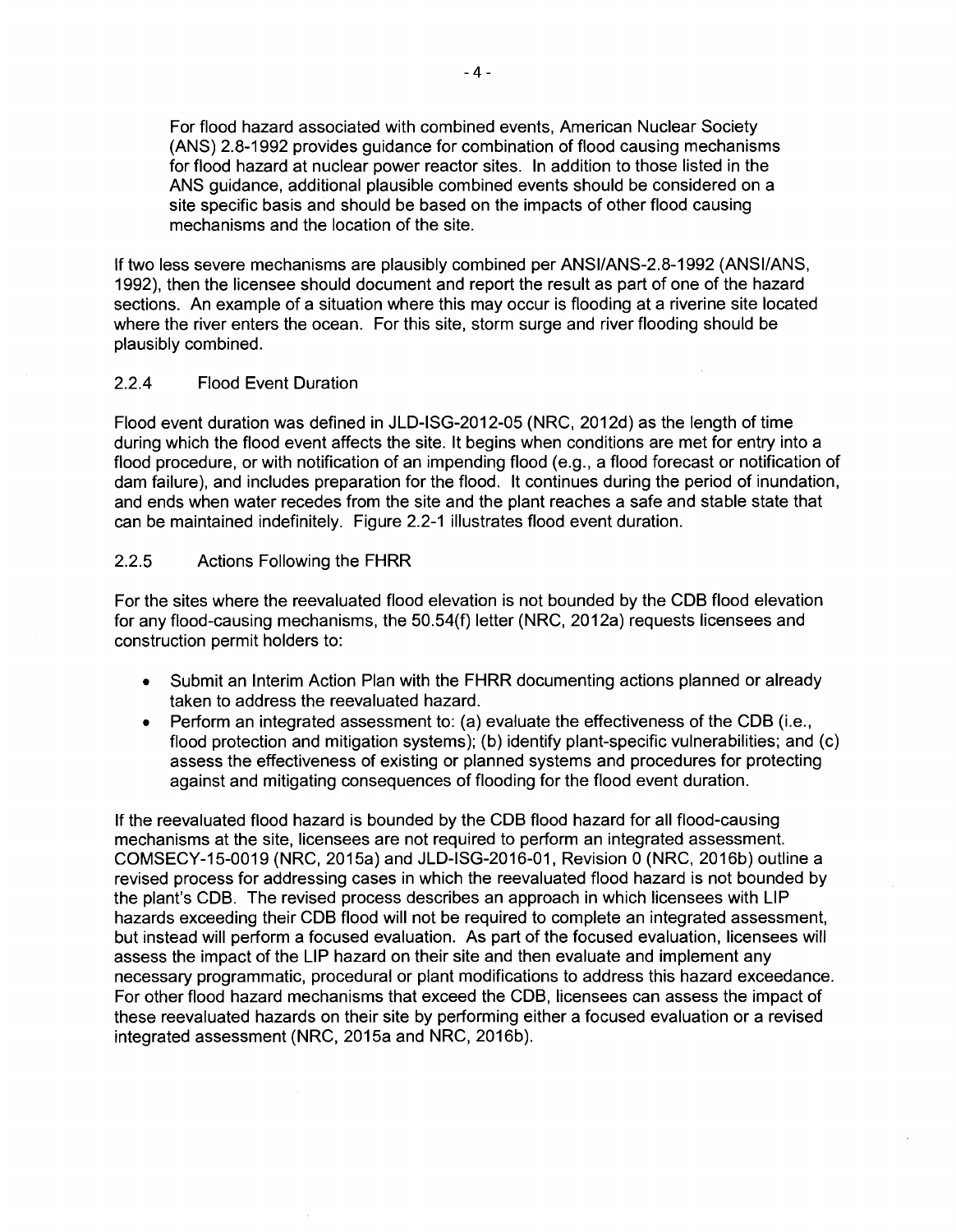For flood hazard associated with combined events, American Nuclear Society (ANS) 2.8-1992 provides guidance for combination of flood causing mechanisms for flood hazard at nuclear power reactor sites. In addition to those listed in the ANS guidance, additional plausible combined events should be considered on a site specific basis and should be based on the impacts of other flood causing mechanisms and the location of the site.

If two less severe mechanisms are plausibly combined per ANSI/ANS-2.8-1992 (ANSI/ANS, 1992), then the licensee should document and report the result as part of one of the hazard sections. An example of a situation where this may occur is flooding at a riverine site located where the river enters the ocean. For this site, storm surge and river flooding should be plausibly combined.

### 2.2.4 Flood Event Duration

Flood event duration was defined in JLD-ISG-2012-05 (NRC, 2012d) as the length of time during which the flood event affects the site. It begins when conditions are met for entry into a flood procedure, or with notification of an impending flood (e.g., a flood forecast or notification of dam failure), and includes preparation for the flood. It continues during the period of inundation, and ends when water recedes from the site and the plant reaches a safe and stable state that can be maintained indefinitely. Figure 2.2-1 illustrates flood event duration.

### 2.2.5 Actions Following the FHRR

For the sites where the reevaluated flood elevation is not bounded by the CDB flood elevation for any flood-causing mechanisms, the 50.54(f) letter (NRC, 2012a) requests licensees and construction permit holders to:

- Submit an Interim Action Plan with the FHRR documenting actions planned or already taken to address the reevaluated hazard.
- Perform an integrated assessment to: (a) evaluate the effectiveness of the CDB (i.e., flood protection and mitigation systems); (b) identify plant-specific vulnerabilities; and (c) assess the effectiveness of existing or planned systems and procedures for protecting against and mitigating consequences of flooding for the flood event duration.

If the reevaluated flood hazard is bounded by the CDB flood hazard for all flood-causing mechanisms at the site, licensees are not required to perform an integrated assessment. COMSECY-15-0019 (NRC, 2015a) and JLD-ISG-2016-01, Revision 0 (NRC, 2016b) outline a revised process for addressing cases in which the reevaluated flood hazard is not bounded by the plant's CDB. The revised process describes an approach in which licensees with LIP hazards exceeding their CDB flood will not be required to complete an integrated assessment, but instead will perform a focused evaluation. As part of the focused evaluation, licensees will assess the impact of the LIP hazard on their site and then evaluate and implement any necessary programmatic, procedural or plant modifications to address this hazard exceedance. For other flood hazard mechanisms that exceed the CDB, licensees can assess the impact of these reevaluated hazards on their site by performing either a focused evaluation or a revised integrated assessment (NRC, 2015a and NRC, 2016b).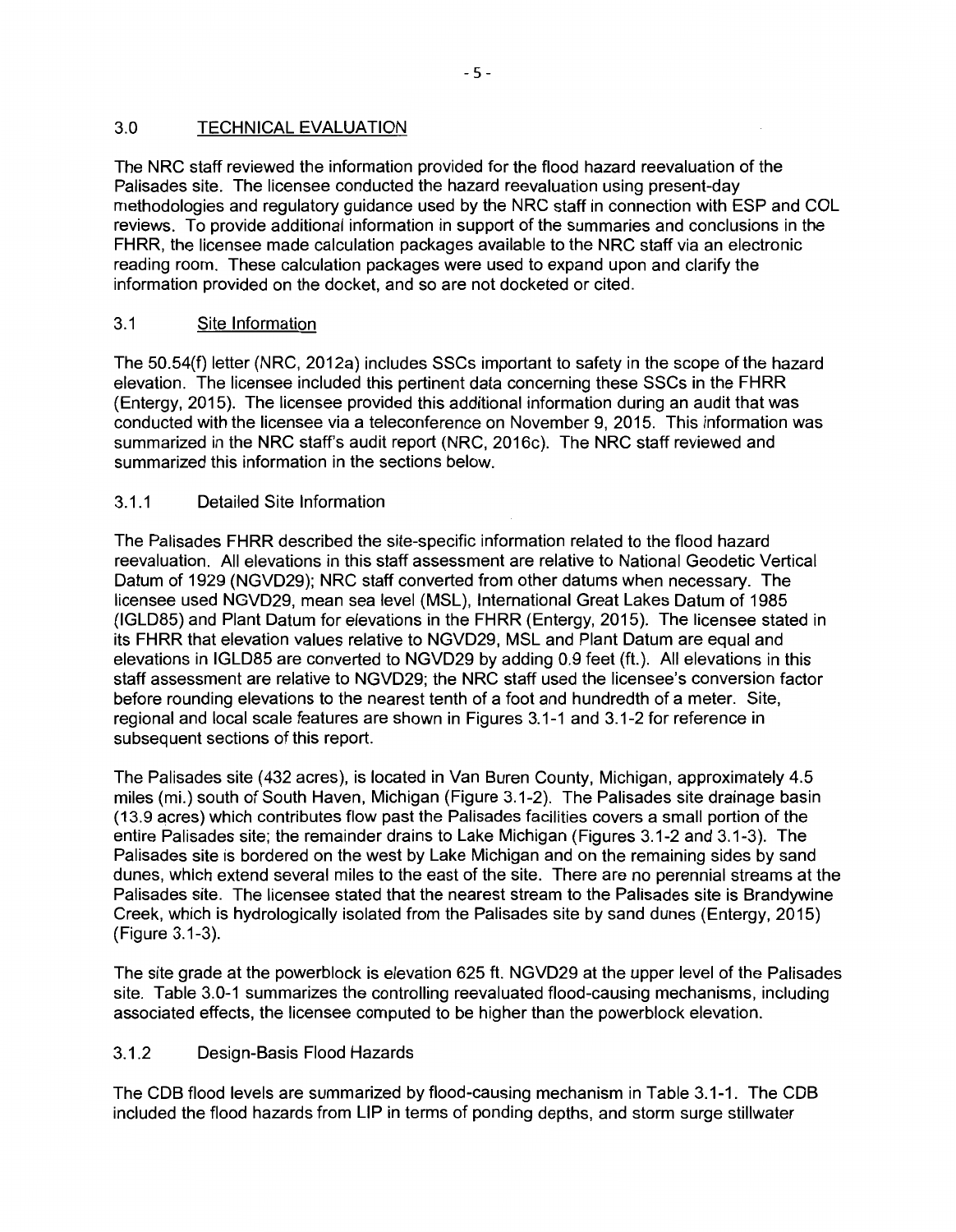## 3.0 TECHNICAL EVALUATION

The NRC staff reviewed the information provided for the flood hazard reevaluation of the Palisades site. The licensee conducted the hazard reevaluation using present-day methodologies and regulatory guidance used by the NRC staff in connection with ESP and COL reviews. To provide additional information in support of the summaries and conclusions in the FHRR, the licensee made calculation packages available to the NRC staff via an electronic reading room. These calculation packages were used to expand upon and clarify the information provided on the docket, and so are not docketed or cited.

### 3.1 Site Information

The 50.54(f) letter (NRC, 2012a) includes SSCs important to safety in the scope of the hazard elevation. The licensee included this pertinent data concerning these SSCs in the FHRR (Entergy, 2015). The licensee provided this additional information during an audit that was conducted with the licensee via a teleconference on November 9, 2015. This information was summarized in the NRC staff's audit report (NRC, 2016c). The NRC staff reviewed and summarized this information in the sections below.

#### 3.1.1 Detailed Site Information

The Palisades FHRR described the site-specific information related to the flood hazard reevaluation. All elevations in this staff assessment are relative to National Geodetic Vertical Datum of 1929 (NGVD29); NRC staff converted from other datums when necessary. The licensee used NGVD29, mean sea level (MSL), International Great Lakes Datum of 1985 (IGLD85) and Plant Datum for elevations in the FHRR (Entergy, 2015). The licensee stated in its FHRR that elevation values relative to NGVD29, MSL and Plant Datum are equal and elevations in IGLD85 are converted to NGVD29 by adding 0.9 feet (ft.). All elevations in this staff assessment are relative to NGVD29; the NRC staff used the licensee's conversion factor before rounding elevations to the nearest tenth of a foot and hundredth of a meter. Site, regional and local scale features are shown in Figures 3.1-1 and 3.1-2 for reference in subsequent sections of this report.

The Palisades site (432 acres), is located in Van Buren County, Michigan, approximately 4.5 miles (mi.) south of South Haven, Michigan (Figure 3.1-2). The Palisades site drainage basin (13.9 acres) which contributes flow past the Palisades facilities covers a small portion of the entire Palisades site; the remainder drains to Lake Michigan (Figures 3.1-2 and 3.1-3). The Palisades site is bordered on the west by Lake Michigan and on the remaining sides by sand dunes, which extend several miles to the east of the site. There are no perennial streams at the Palisades site. The licensee stated that the nearest stream to the Palisades site is Brandywine Creek, which is hydrologically isolated from the Palisades site by sand dunes (Entergy, 2015) (Figure 3.1-3).

The site grade at the powerblock is elevation 625 ft. NGVD29 at the upper level of the Palisades site. Table 3.0-1 summarizes the controlling reevaluated flood-causing mechanisms, including associated effects, the licensee computed to be higher than the powerblock elevation.

#### 3.1.2 Design-Basis Flood Hazards

The CDB flood levels are summarized by flood-causing mechanism in Table 3.1-1. The CDB included the flood hazards from LIP in terms of ponding depths, and storm surge stillwater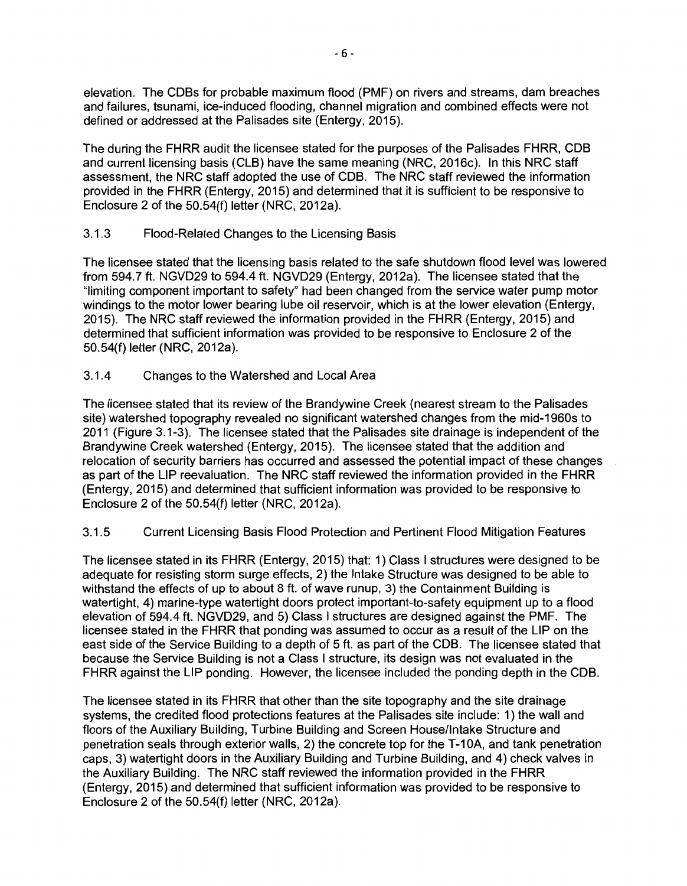elevation. The CDBs for probable maximum flood (PMF) on rivers and streams, dam breaches and failures, tsunami, ice-induced flooding, channel migration and combined effects were not defined or addressed at the Palisades site (Entergy, 2015).

The during the FHRR audit the licensee stated for the purposes of the Palisades FHRR, CDB and current licensing basis (CLB) have the same meaning (NRC, 2016c). In this NRC staff assessment, the NRC staff adopted the use of CDB. The NRC staff reviewed the information provided in the FHRR (Entergy, 2015) and determined that it is sufficient to be responsive to Enclosure 2 of the 50.54(f) letter (NRC, 2012a).

### 3.1.3 Flood-Related Changes to the Licensing Basis

The licensee stated that the licensing basis related to the safe shutdown flood level was lowered from 594.7 ft. NGVD29 to 594.4 ft. NGVD29 (Entergy, 2012a). The licensee stated that the "limiting component important to safety" had been changed from the service water pump motor windings to the motor lower bearing lube oil reservoir, which is at the lower elevation (Entergy, 2015). The NRC staff reviewed the information provided in the FHRR (Entergy, 2015) and determined that sufficient information was provided to be responsive to Enclosure 2 of the 50.54(f) letter (NRC, 2012a).

### 3.1.4 Changes to the Watershed and Local Area

The licensee stated that its review of the Brandywine Creek (nearest stream to the Palisades site) watershed topography revealed no significant watershed changes from the mid-1960s to 2011 (Figure 3.1-3). The licensee stated that the Palisades site drainage is independent of the Brandywine Creek watershed (Entergy, 2015). The licensee stated that the addition and relocation of security barriers has occurred and assessed the potential impact of these changes as part of the LIP reevaluation. The NRC staff reviewed the information provided in the FHRR (Entergy, 2015) and determined that sufficient information was provided to be responsive to Enclosure 2 of the 50.54(f) letter (NRC, 2012a).

### 3.1.5 Current Licensing Basis Flood Protection and Pertinent Flood Mitigation Features

The licensee stated in its FHRR (Entergy, 2015) that: 1) Class I structures were designed to be adequate for resisting storm surge effects, 2) the Intake Structure was designed to be able to withstand the effects of up to about 8 ft. of wave runup, 3) the Containment Building is watertight, 4) marine-type watertight doors protect important-to-safety equipment up to a flood elevation of 594.4 ft. NGVD29, and 5) Class I structures are designed against the PMF. The licensee stated in the FHRR that ponding was assumed to occur as a result of the LIP on the east side of the Service Building to a depth of 5 ft. as part of the CDB. The licensee stated that because the Service Building is not a Class I structure, its design was not evaluated in the FHRR against the LIP ponding. However, the licensee included the ponding depth in the CDB.

The licensee stated in its FHRR that other than the site topography and the site drainage systems, the credited flood protections features at the Palisades site include: 1) the wall and floors of the Auxiliary Building, Turbine Building and Screen House/Intake Structure and penetration seals through exterior walls, 2) the concrete top for the T-10A, and tank penetration caps, 3) watertight doors in the Auxiliary Building and Turbine Building, and 4) check valves in the Auxiliary Building. The NRC staff reviewed the information provided in the FHRR (Entergy, 2015) and determined that sufficient information was provided to be responsive to Enclosure 2 of the 50.54(f) letter (NRC, 2012a).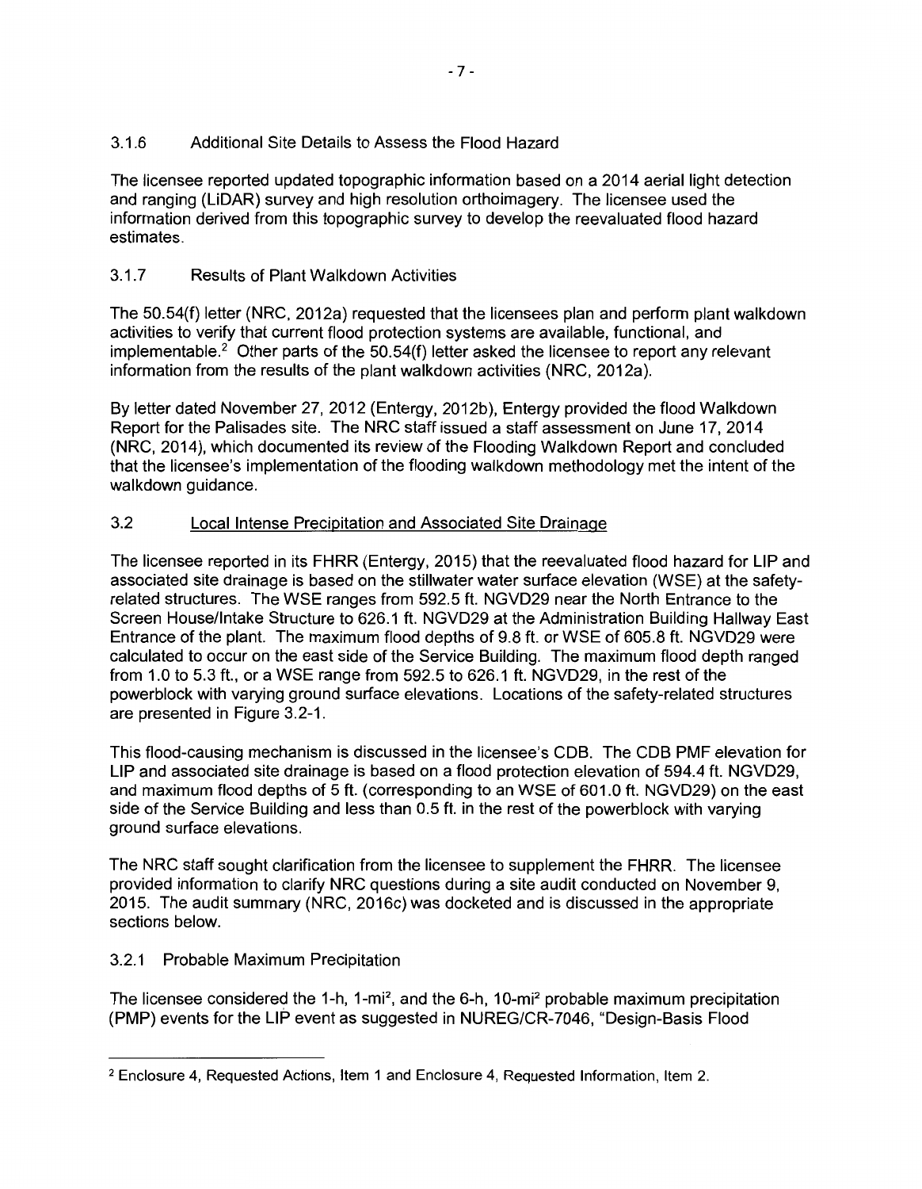### 3.1.6 Additional Site Details to Assess the Flood Hazard

The licensee reported updated topographic information based on a 2014 aerial light detection and ranging (LiDAR) survey and high resolution orthoimagery. The licensee used the information derived from this topographic survey to develop the reevaluated flood hazard estimates.

### 3.1.7 Results of Plant Walkdown Activities

The 50.54(f) letter (NRC, 2012a) requested that the licensees plan and perform plant walkdown activities to verify that current flood protection systems are available, functional, and implementable.[2] Other parts of the 50.54(f) letter asked the licensee to report any relevant information from the results of the plant walkdown activities (NRC, 2012a).

By letter dated November 27, 2012 (Entergy, 2012b), Entergy provided the flood Walkdown Report for the Palisades site. The NRC staff issued a staff assessment on June 17, 2014 (NRC, 2014), which documented its review of the Flooding Walkdown Report and concluded that the licensee's implementation of the flooding walkdown methodology met the intent of the walkdown guidance.

## 3.2 Local Intense Precipitation and Associated Site Drainage

The licensee reported in its FHRR (Entergy, 2015) that the reevaluated flood hazard for LIP and associated site drainage is based on the stillwater water surface elevation (WSE) at the safety-related structures. The WSE ranges from 592.5 ft. NGVD29 near the North Entrance to the Screen House/Intake Structure to 626.1 ft. NGVD29 at the Administration Building Hallway East Entrance of the plant. The maximum flood depths of 9.8 ft. or WSE of 605.8 ft. NGVD29 were calculated to occur on the east side of the Service Building. The maximum flood depth ranged from 1.0 to 5.3 ft., or a WSE range from 592.5 to 626.1 ft. NGVD29, in the rest of the powerblock with varying ground surface elevations. Locations of the safety-related structures are presented in Figure 3.2-1.

This flood-causing mechanism is discussed in the licensee's CDB. The CDB PMF elevation for LIP and associated site drainage is based on a flood protection elevation of 594.4 ft. NGVD29, and maximum flood depths of 5 ft. (corresponding to an WSE of 601.0 ft. NGVD29) on the east side of the Service Building and less than 0.5 ft. in the rest of the powerblock with varying ground surface elevations.

The NRC staff sought clarification from the licensee to supplement the FHRR. The licensee provided information to clarify NRC questions during a site audit conducted on November 9, 2015. The audit summary (NRC, 2016c) was docketed and is discussed in the appropriate sections below.

### 3.2.1 Probable Maximum Precipitation

The licensee considered the 1-h, 1-mi$^2$, and the 6-h, 10-mi$^2$ probable maximum precipitation (PMP) events for the LIP event as suggested in NUREG/CR-7046, "Design-Basis Flood

---

[2] Enclosure 4, Requested Actions, Item 1 and Enclosure 4, Requested Information, Item 2.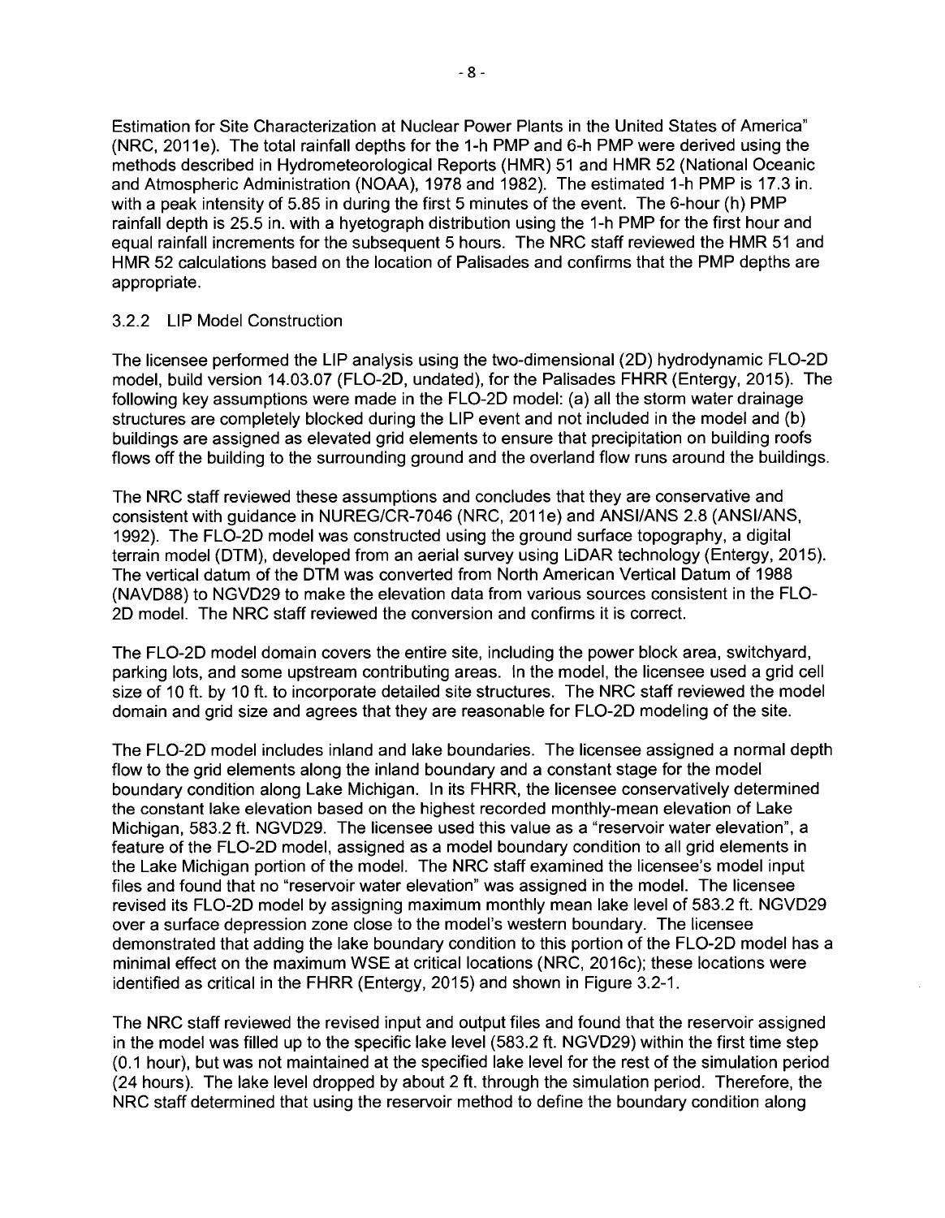Estimation for Site Characterization at Nuclear Power Plants in the United States of America" (NRC, 2011e). The total rainfall depths for the 1-h PMP and 6-h PMP were derived using the methods described in Hydrometeorological Reports (HMR) 51 and HMR 52 (National Oceanic and Atmospheric Administration (NOAA), 1978 and 1982). The estimated 1-h PMP is 17.3 in. with a peak intensity of 5.85 in during the first 5 minutes of the event. The 6-hour (h) PMP rainfall depth is 25.5 in. with a hyetograph distribution using the 1-h PMP for the first hour and equal rainfall increments for the subsequent 5 hours. The NRC staff reviewed the HMR 51 and HMR 52 calculations based on the location of Palisades and confirms that the PMP depths are appropriate.

### 3.2.2 LIP Model Construction

The licensee performed the LIP analysis using the two-dimensional (2D) hydrodynamic FLO-2D model, build version 14.03.07 (FLO-2D, undated), for the Palisades FHRR (Entergy, 2015). The following key assumptions were made in the FLO-2D model: (a) all the storm water drainage structures are completely blocked during the LIP event and not included in the model and (b) buildings are assigned as elevated grid elements to ensure that precipitation on building roofs flows off the building to the surrounding ground and the overland flow runs around the buildings.

The NRC staff reviewed these assumptions and concludes that they are conservative and consistent with guidance in NUREG/CR-7046 (NRC, 2011e) and ANSI/ANS 2.8 (ANSI/ANS, 1992). The FLO-2D model was constructed using the ground surface topography, a digital terrain model (DTM), developed from an aerial survey using LiDAR technology (Entergy, 2015). The vertical datum of the DTM was converted from North American Vertical Datum of 1988 (NAVD88) to NGVD29 to make the elevation data from various sources consistent in the FLO-2D model. The NRC staff reviewed the conversion and confirms it is correct.

The FLO-2D model domain covers the entire site, including the power block area, switchyard, parking lots, and some upstream contributing areas. In the model, the licensee used a grid cell size of 10 ft. by 10 ft. to incorporate detailed site structures. The NRC staff reviewed the model domain and grid size and agrees that they are reasonable for FLO-2D modeling of the site.

The FLO-2D model includes inland and lake boundaries. The licensee assigned a normal depth flow to the grid elements along the inland boundary and a constant stage for the model boundary condition along Lake Michigan. In its FHRR, the licensee conservatively determined the constant lake elevation based on the highest recorded monthly-mean elevation of Lake Michigan, 583.2 ft. NGVD29. The licensee used this value as a "reservoir water elevation", a feature of the FLO-2D model, assigned as a model boundary condition to all grid elements in the Lake Michigan portion of the model. The NRC staff examined the licensee's model input files and found that no "reservoir water elevation" was assigned in the model. The licensee revised its FLO-2D model by assigning maximum monthly mean lake level of 583.2 ft. NGVD29 over a surface depression zone close to the model's western boundary. The licensee demonstrated that adding the lake boundary condition to this portion of the FLO-2D model has a minimal effect on the maximum WSE at critical locations (NRC, 2016c); these locations were identified as critical in the FHRR (Entergy, 2015) and shown in Figure 3.2-1.

The NRC staff reviewed the revised input and output files and found that the reservoir assigned in the model was filled up to the specific lake level (583.2 ft. NGVD29) within the first time step (0.1 hour), but was not maintained at the specified lake level for the rest of the simulation period (24 hours). The lake level dropped by about 2 ft. through the simulation period. Therefore, the NRC staff determined that using the reservoir method to define the boundary condition along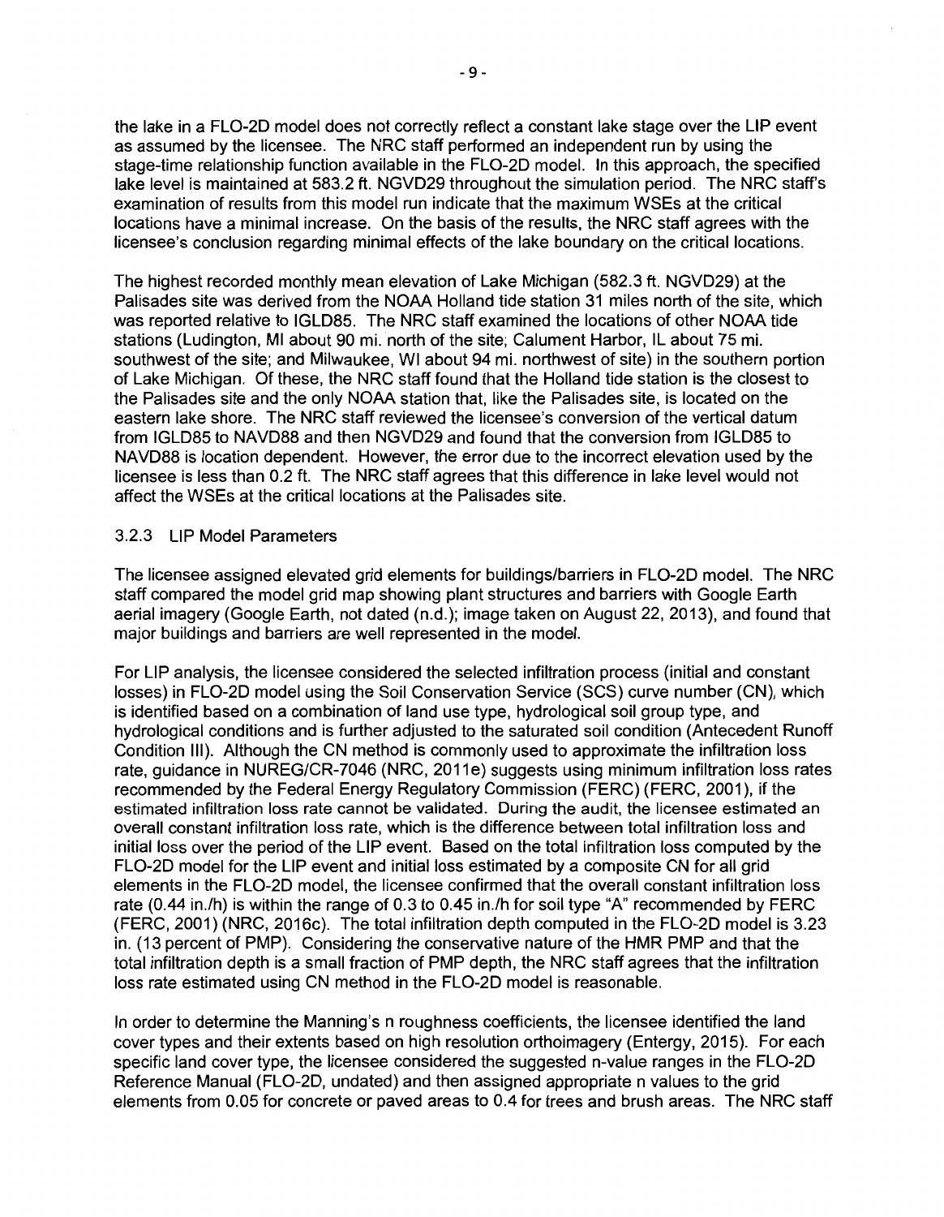the lake in a FLO-2D model does not correctly reflect a constant lake stage over the LIP event as assumed by the licensee. The NRC staff performed an independent run by using the stage-time relationship function available in the FLO-2D model. In this approach, the specified lake level is maintained at 583.2 ft. NGVD29 throughout the simulation period. The NRC staff's examination of results from this model run indicate that the maximum WSEs at the critical locations have a minimal increase. On the basis of the results, the NRC staff agrees with the licensee's conclusion regarding minimal effects of the lake boundary on the critical locations.

The highest recorded monthly mean elevation of Lake Michigan (582.3 ft. NGVD29) at the Palisades site was derived from the NOAA Holland tide station 31 miles north of the site, which was reported relative to IGLD85. The NRC staff examined the locations of other NOAA tide stations (Ludington, MI about 90 mi. north of the site; Calument Harbor, IL about 75 mi. southwest of the site; and Milwaukee, WI about 94 mi. northwest of site) in the southern portion of Lake Michigan. Of these, the NRC staff found that the Holland tide station is the closest to the Palisades site and the only NOAA station that, like the Palisades site, is located on the eastern lake shore. The NRC staff reviewed the licensee's conversion of the vertical datum from IGLD85 to NAVD88 and then NGVD29 and found that the conversion from IGLD85 to NAVD88 is location dependent. However, the error due to the incorrect elevation used by the licensee is less than 0.2 ft. The NRC staff agrees that this difference in lake level would not affect the WSEs at the critical locations at the Palisades site.

### 3.2.3 LIP Model Parameters

The licensee assigned elevated grid elements for buildings/barriers in FLO-2D model. The NRC staff compared the model grid map showing plant structures and barriers with Google Earth aerial imagery (Google Earth, not dated (n.d.); image taken on August 22, 2013), and found that major buildings and barriers are well represented in the model.

For LIP analysis, the licensee considered the selected infiltration process (initial and constant losses) in FLO-2D model using the Soil Conservation Service (SCS) curve number (CN), which is identified based on a combination of land use type, hydrological soil group type, and hydrological conditions and is further adjusted to the saturated soil condition (Antecedent Runoff Condition III). Although the CN method is commonly used to approximate the infiltration loss rate, guidance in NUREG/CR-7046 (NRC, 2011e) suggests using minimum infiltration loss rates recommended by the Federal Energy Regulatory Commission (FERC) (FERC, 2001), if the estimated infiltration loss rate cannot be validated. During the audit, the licensee estimated an overall constant infiltration loss rate, which is the difference between total infiltration loss and initial loss over the period of the LIP event. Based on the total infiltration loss computed by the FLO-2D model for the LIP event and initial loss estimated by a composite CN for all grid elements in the FLO-2D model, the licensee confirmed that the overall constant infiltration loss rate (0.44 in./h) is within the range of 0.3 to 0.45 in./h for soil type "A" recommended by FERC (FERC, 2001) (NRC, 2016c). The total infiltration depth computed in the FLO-2D model is 3.23 in. (13 percent of PMP). Considering the conservative nature of the HMR PMP and that the total infiltration depth is a small fraction of PMP depth, the NRC staff agrees that the infiltration loss rate estimated using CN method in the FLO-2D model is reasonable.

In order to determine the Manning's n roughness coefficients, the licensee identified the land cover types and their extents based on high resolution orthoimagery (Entergy, 2015). For each specific land cover type, the licensee considered the suggested n-value ranges in the FLO-2D Reference Manual (FLO-2D, undated) and then assigned appropriate n values to the grid elements from 0.05 for concrete or paved areas to 0.4 for trees and brush areas. The NRC staff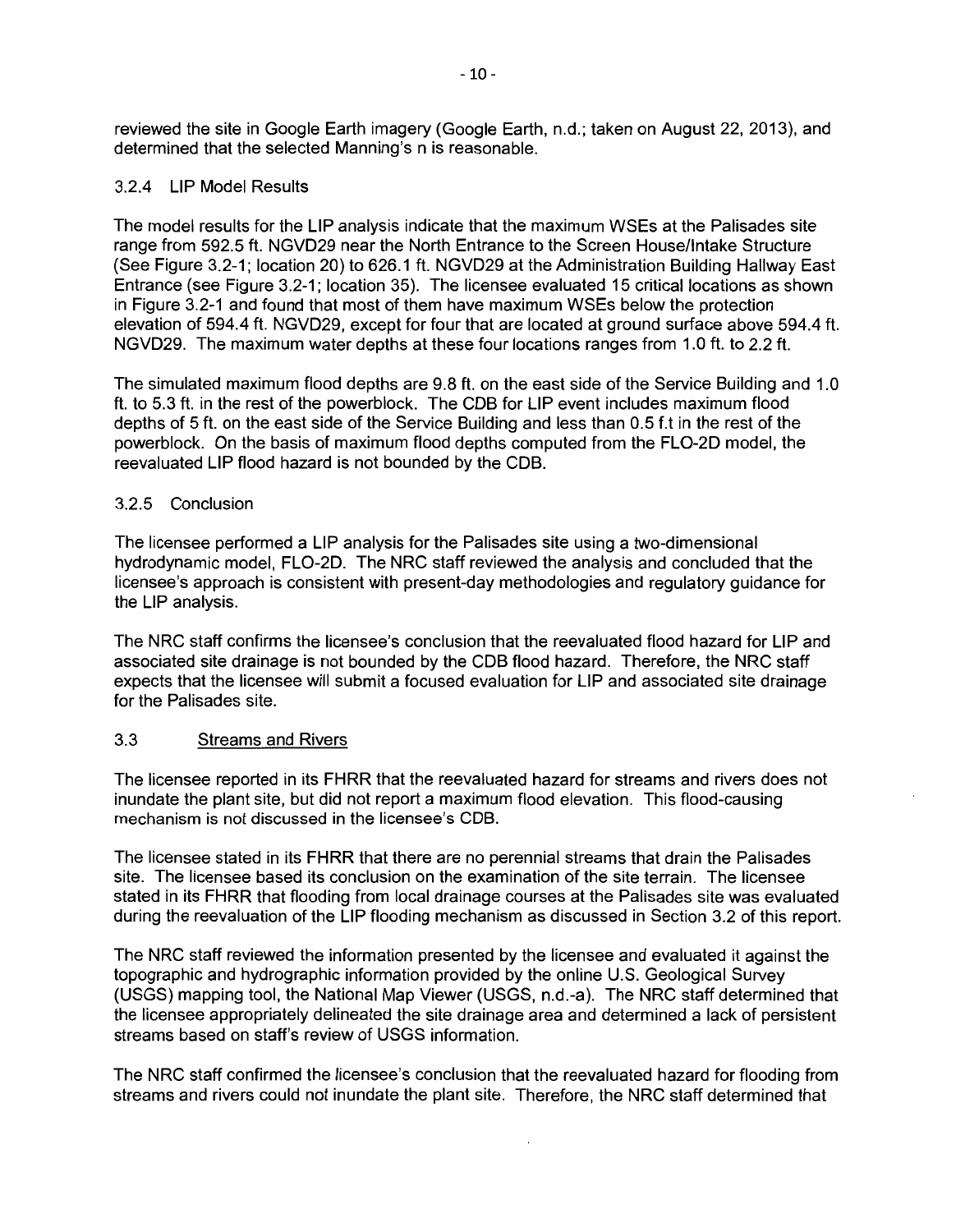reviewed the site in Google Earth imagery (Google Earth, n.d.; taken on August 22, 2013), and determined that the selected Manning's n is reasonable.

### 3.2.4 LIP Model Results

The model results for the LIP analysis indicate that the maximum WSEs at the Palisades site range from 592.5 ft. NGVD29 near the North Entrance to the Screen House/Intake Structure (See Figure 3.2-1; location 20) to 626.1 ft. NGVD29 at the Administration Building Hallway East Entrance (see Figure 3.2-1; location 35). The licensee evaluated 15 critical locations as shown in Figure 3.2-1 and found that most of them have maximum WSEs below the protection elevation of 594.4 ft. NGVD29, except for four that are located at ground surface above 594.4 ft. NGVD29. The maximum water depths at these four locations ranges from 1.0 ft. to 2.2 ft.

The simulated maximum flood depths are 9.8 ft. on the east side of the Service Building and 1.0 ft. to 5.3 ft. in the rest of the powerblock. The CDB for LIP event includes maximum flood depths of 5 ft. on the east side of the Service Building and less than 0.5 f.t in the rest of the powerblock. On the basis of maximum flood depths computed from the FLO-2D model, the reevaluated LIP flood hazard is not bounded by the CDB.

### 3.2.5 Conclusion

The licensee performed a LIP analysis for the Palisades site using a two-dimensional hydrodynamic model, FLO-2D. The NRC staff reviewed the analysis and concluded that the licensee's approach is consistent with present-day methodologies and regulatory guidance for the LIP analysis.

The NRC staff confirms the licensee's conclusion that the reevaluated flood hazard for LIP and associated site drainage is not bounded by the CDB flood hazard. Therefore, the NRC staff expects that the licensee will submit a focused evaluation for LIP and associated site drainage for the Palisades site.

### 3.3 Streams and Rivers

The licensee reported in its FHRR that the reevaluated hazard for streams and rivers does not inundate the plant site, but did not report a maximum flood elevation. This flood-causing mechanism is not discussed in the licensee's CDB.

The licensee stated in its FHRR that there are no perennial streams that drain the Palisades site. The licensee based its conclusion on the examination of the site terrain. The licensee stated in its FHRR that flooding from local drainage courses at the Palisades site was evaluated during the reevaluation of the LIP flooding mechanism as discussed in Section 3.2 of this report.

The NRC staff reviewed the information presented by the licensee and evaluated it against the topographic and hydrographic information provided by the online U.S. Geological Survey (USGS) mapping tool, the National Map Viewer (USGS, n.d.-a). The NRC staff determined that the licensee appropriately delineated the site drainage area and determined a lack of persistent streams based on staff's review of USGS information.

The NRC staff confirmed the licensee's conclusion that the reevaluated hazard for flooding from streams and rivers could not inundate the plant site. Therefore, the NRC staff determined that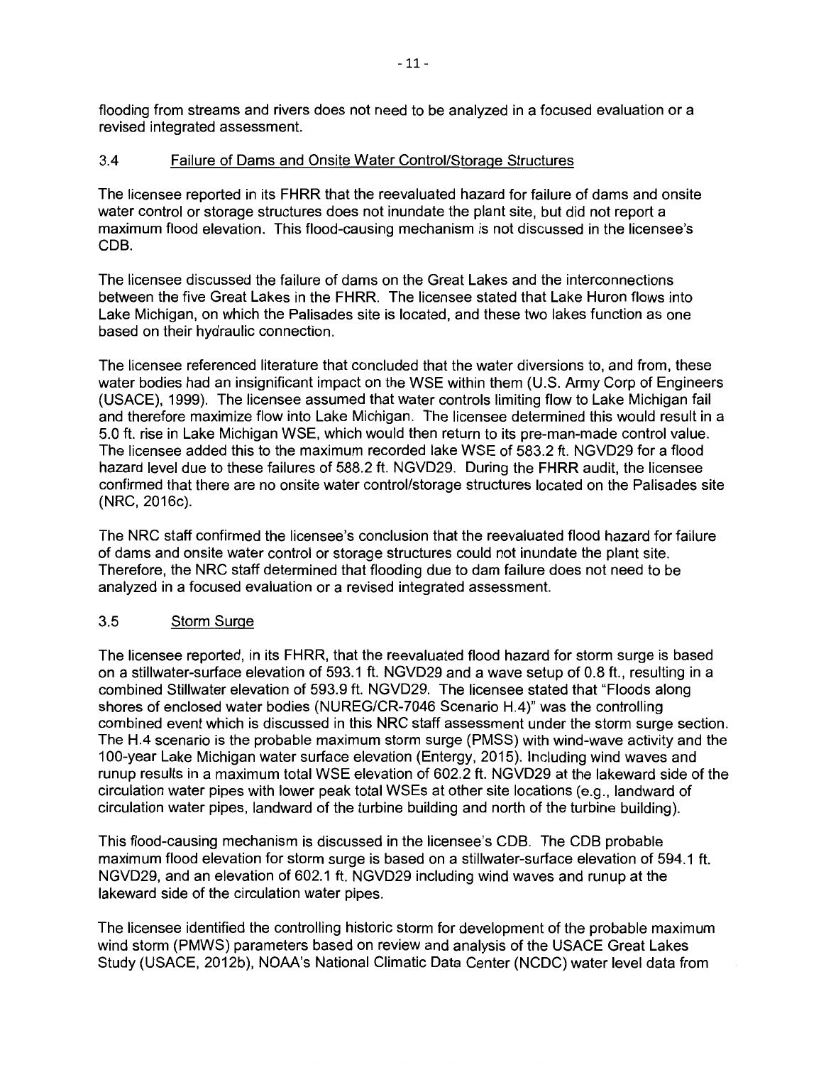flooding from streams and rivers does not need to be analyzed in a focused evaluation or a revised integrated assessment.

### 3.4 Failure of Dams and Onsite Water Control/Storage Structures

The licensee reported in its FHRR that the reevaluated hazard for failure of dams and onsite water control or storage structures does not inundate the plant site, but did not report a maximum flood elevation. This flood-causing mechanism is not discussed in the licensee's CDB.

The licensee discussed the failure of dams on the Great Lakes and the interconnections between the five Great Lakes in the FHRR. The licensee stated that Lake Huron flows into Lake Michigan, on which the Palisades site is located, and these two lakes function as one based on their hydraulic connection.

The licensee referenced literature that concluded that the water diversions to, and from, these water bodies had an insignificant impact on the WSE within them (U.S. Army Corp of Engineers (USACE), 1999). The licensee assumed that water controls limiting flow to Lake Michigan fail and therefore maximize flow into Lake Michigan. The licensee determined this would result in a 5.0 ft. rise in Lake Michigan WSE, which would then return to its pre-man-made control value. The licensee added this to the maximum recorded lake WSE of 583.2 ft. NGVD29 for a flood hazard level due to these failures of 588.2 ft. NGVD29. During the FHRR audit, the licensee confirmed that there are no onsite water control/storage structures located on the Palisades site (NRC, 2016c).

The NRC staff confirmed the licensee's conclusion that the reevaluated flood hazard for failure of dams and onsite water control or storage structures could not inundate the plant site. Therefore, the NRC staff determined that flooding due to dam failure does not need to be analyzed in a focused evaluation or a revised integrated assessment.

### 3.5 Storm Surge

The licensee reported, in its FHRR, that the reevaluated flood hazard for storm surge is based on a stillwater-surface elevation of 593.1 ft. NGVD29 and a wave setup of 0.8 ft., resulting in a combined Stillwater elevation of 593.9 ft. NGVD29. The licensee stated that "Floods along shores of enclosed water bodies (NUREG/CR-7046 Scenario H.4)" was the controlling combined event which is discussed in this NRC staff assessment under the storm surge section. The H.4 scenario is the probable maximum storm surge (PMSS) with wind-wave activity and the 100-year Lake Michigan water surface elevation (Entergy, 2015). Including wind waves and runup results in a maximum total WSE elevation of 602.2 ft. NGVD29 at the lakeward side of the circulation water pipes with lower peak total WSEs at other site locations (e.g., landward of circulation water pipes, landward of the turbine building and north of the turbine building).

This flood-causing mechanism is discussed in the licensee's CDB. The CDB probable maximum flood elevation for storm surge is based on a stillwater-surface elevation of 594.1 ft. NGVD29, and an elevation of 602.1 ft. NGVD29 including wind waves and runup at the lakeward side of the circulation water pipes.

The licensee identified the controlling historic storm for development of the probable maximum wind storm (PMWS) parameters based on review and analysis of the USACE Great Lakes Study (USACE, 2012b), NOAA's National Climatic Data Center (NCDC) water level data from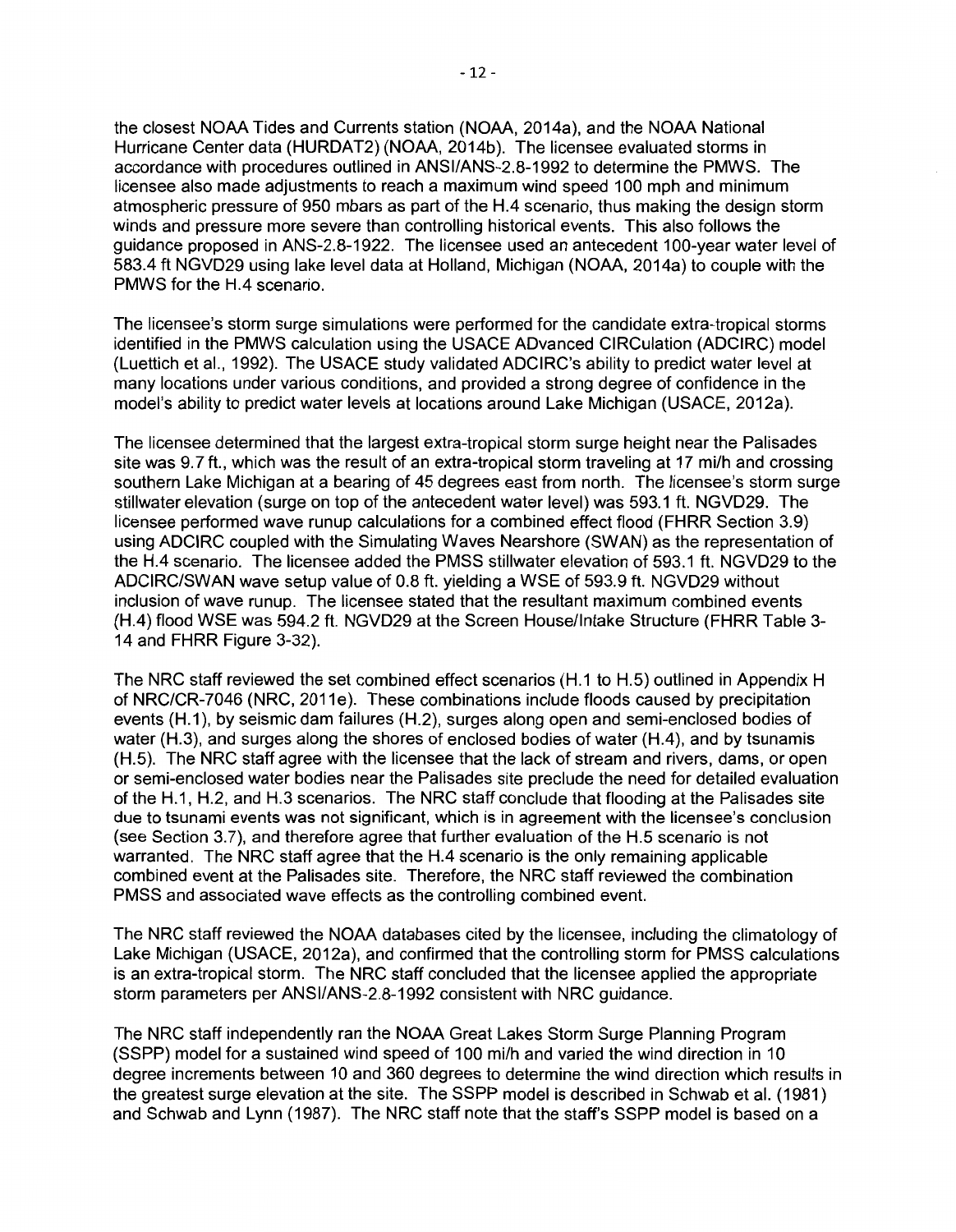the closest NOAA Tides and Currents station (NOAA, 2014a), and the NOAA National Hurricane Center data (HURDAT2) (NOAA, 2014b). The licensee evaluated storms in accordance with procedures outlined in ANSI/ANS-2.8-1992 to determine the PMWS. The licensee also made adjustments to reach a maximum wind speed 100 mph and minimum atmospheric pressure of 950 mbars as part of the H.4 scenario, thus making the design storm winds and pressure more severe than controlling historical events. This also follows the guidance proposed in ANS-2.8-1922. The licensee used an antecedent 100-year water level of 583.4 ft NGVD29 using lake level data at Holland, Michigan (NOAA, 2014a) to couple with the PMWS for the H.4 scenario.

The licensee's storm surge simulations were performed for the candidate extra-tropical storms identified in the PMWS calculation using the USACE ADvanced CIRCulation (ADCIRC) model (Luettich et al., 1992). The USACE study validated ADCIRC's ability to predict water level at many locations under various conditions, and provided a strong degree of confidence in the model's ability to predict water levels at locations around Lake Michigan (USACE, 2012a).

The licensee determined that the largest extra-tropical storm surge height near the Palisades site was 9.7 ft., which was the result of an extra-tropical storm traveling at 17 mi/h and crossing southern Lake Michigan at a bearing of 45 degrees east from north. The licensee's storm surge stillwater elevation (surge on top of the antecedent water level) was 593.1 ft. NGVD29. The licensee performed wave runup calculations for a combined effect flood (FHRR Section 3.9) using ADCIRC coupled with the Simulating Waves Nearshore (SWAN) as the representation of the H.4 scenario. The licensee added the PMSS stillwater elevation of 593.1 ft. NGVD29 to the ADCIRC/SWAN wave setup value of 0.8 ft. yielding a WSE of 593.9 ft. NGVD29 without inclusion of wave runup. The licensee stated that the resultant maximum combined events (H.4) flood WSE was 594.2 ft. NGVD29 at the Screen House/Intake Structure (FHRR Table 3-14 and FHRR Figure 3-32).

The NRC staff reviewed the set combined effect scenarios (H.1 to H.5) outlined in Appendix H of NRC/CR-7046 (NRC, 2011e). These combinations include floods caused by precipitation events (H.1), by seismic dam failures (H.2), surges along open and semi-enclosed bodies of water (H.3), and surges along the shores of enclosed bodies of water (H.4), and by tsunamis (H.5). The NRC staff agree with the licensee that the lack of stream and rivers, dams, or open or semi-enclosed water bodies near the Palisades site preclude the need for detailed evaluation of the H.1, H.2, and H.3 scenarios. The NRC staff conclude that flooding at the Palisades site due to tsunami events was not significant, which is in agreement with the licensee's conclusion (see Section 3.7), and therefore agree that further evaluation of the H.5 scenario is not warranted. The NRC staff agree that the H.4 scenario is the only remaining applicable combined event at the Palisades site. Therefore, the NRC staff reviewed the combination PMSS and associated wave effects as the controlling combined event.

The NRC staff reviewed the NOAA databases cited by the licensee, including the climatology of Lake Michigan (USACE, 2012a), and confirmed that the controlling storm for PMSS calculations is an extra-tropical storm. The NRC staff concluded that the licensee applied the appropriate storm parameters per ANSI/ANS-2.8-1992 consistent with NRC guidance.

The NRC staff independently ran the NOAA Great Lakes Storm Surge Planning Program (SSPP) model for a sustained wind speed of 100 mi/h and varied the wind direction in 10 degree increments between 10 and 360 degrees to determine the wind direction which results in the greatest surge elevation at the site. The SSPP model is described in Schwab et al. (1981) and Schwab and Lynn (1987). The NRC staff note that the staff's SSPP model is based on a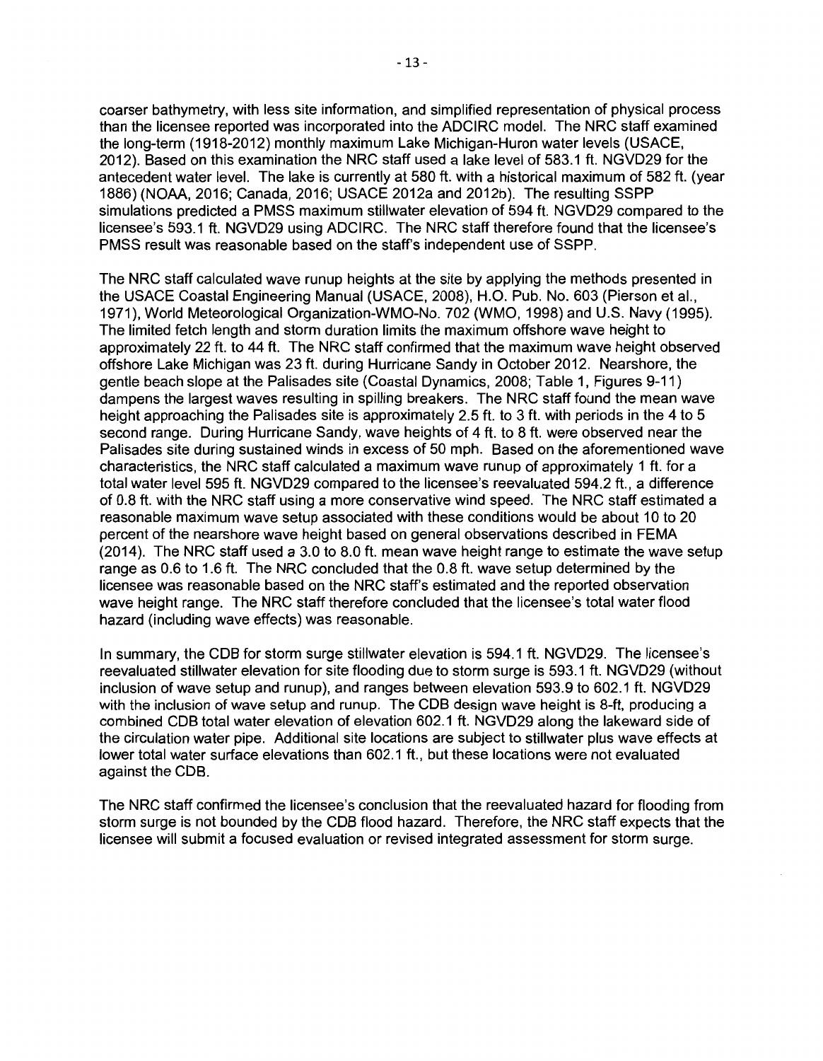coarser bathymetry, with less site information, and simplified representation of physical process than the licensee reported was incorporated into the ADCIRC model. The NRC staff examined the long-term (1918-2012) monthly maximum Lake Michigan-Huron water levels (USACE, 2012). Based on this examination the NRC staff used a lake level of 583.1 ft. NGVD29 for the antecedent water level. The lake is currently at 580 ft. with a historical maximum of 582 ft. (year 1886) (NOAA, 2016; Canada, 2016; USACE 2012a and 2012b). The resulting SSPP simulations predicted a PMSS maximum stillwater elevation of 594 ft. NGVD29 compared to the licensee's 593.1 ft. NGVD29 using ADCIRC. The NRC staff therefore found that the licensee's PMSS result was reasonable based on the staff's independent use of SSPP.

The NRC staff calculated wave runup heights at the site by applying the methods presented in the USACE Coastal Engineering Manual (USACE, 2008), H.O. Pub. No. 603 (Pierson et al., 1971), World Meteorological Organization-WMO-No. 702 (WMO, 1998) and U.S. Navy (1995). The limited fetch length and storm duration limits the maximum offshore wave height to approximately 22 ft. to 44 ft. The NRC staff confirmed that the maximum wave height observed offshore Lake Michigan was 23 ft. during Hurricane Sandy in October 2012. Nearshore, the gentle beach slope at the Palisades site (Coastal Dynamics, 2008; Table 1, Figures 9-11) dampens the largest waves resulting in spilling breakers. The NRC staff found the mean wave height approaching the Palisades site is approximately 2.5 ft. to 3 ft. with periods in the 4 to 5 second range. During Hurricane Sandy, wave heights of 4 ft. to 8 ft. were observed near the Palisades site during sustained winds in excess of 50 mph. Based on the aforementioned wave characteristics, the NRC staff calculated a maximum wave runup of approximately 1 ft. for a total water level 595 ft. NGVD29 compared to the licensee's reevaluated 594.2 ft., a difference of 0.8 ft. with the NRC staff using a more conservative wind speed. The NRC staff estimated a reasonable maximum wave setup associated with these conditions would be about 10 to 20 percent of the nearshore wave height based on general observations described in FEMA (2014). The NRC staff used a 3.0 to 8.0 ft. mean wave height range to estimate the wave setup range as 0.6 to 1.6 ft. The NRC concluded that the 0.8 ft. wave setup determined by the licensee was reasonable based on the NRC staff's estimated and the reported observation wave height range. The NRC staff therefore concluded that the licensee's total water flood hazard (including wave effects) was reasonable.

In summary, the CDB for storm surge stillwater elevation is 594.1 ft. NGVD29. The licensee's reevaluated stillwater elevation for site flooding due to storm surge is 593.1 ft. NGVD29 (without inclusion of wave setup and runup), and ranges between elevation 593.9 to 602.1 ft. NGVD29 with the inclusion of wave setup and runup. The CDB design wave height is 8-ft, producing a combined CDB total water elevation of elevation 602.1 ft. NGVD29 along the lakeward side of the circulation water pipe. Additional site locations are subject to stillwater plus wave effects at lower total water surface elevations than 602.1 ft., but these locations were not evaluated against the CDB.

The NRC staff confirmed the licensee's conclusion that the reevaluated hazard for flooding from storm surge is not bounded by the CDB flood hazard. Therefore, the NRC staff expects that the licensee will submit a focused evaluation or revised integrated assessment for storm surge.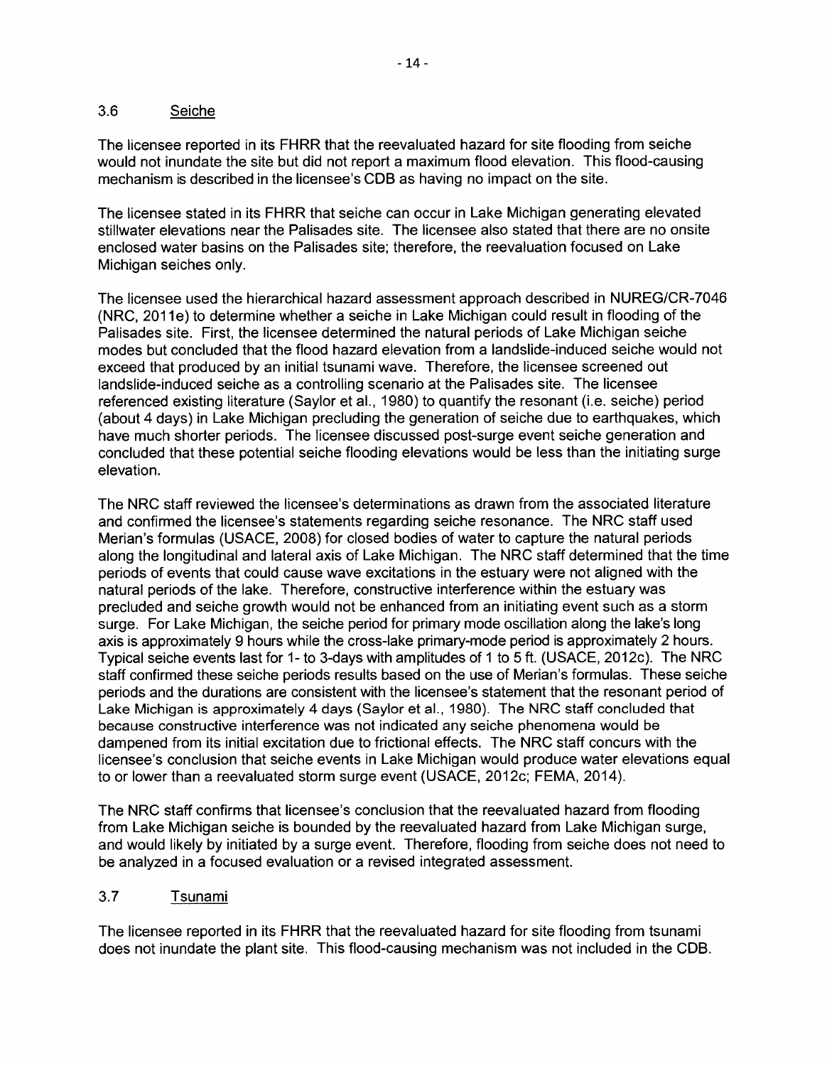### 3.6 Seiche

The licensee reported in its FHRR that the reevaluated hazard for site flooding from seiche would not inundate the site but did not report a maximum flood elevation. This flood-causing mechanism is described in the licensee's CDB as having no impact on the site.

The licensee stated in its FHRR that seiche can occur in Lake Michigan generating elevated stillwater elevations near the Palisades site. The licensee also stated that there are no onsite enclosed water basins on the Palisades site; therefore, the reevaluation focused on Lake Michigan seiches only.

The licensee used the hierarchical hazard assessment approach described in NUREG/CR-7046 (NRC, 2011e) to determine whether a seiche in Lake Michigan could result in flooding of the Palisades site. First, the licensee determined the natural periods of Lake Michigan seiche modes but concluded that the flood hazard elevation from a landslide-induced seiche would not exceed that produced by an initial tsunami wave. Therefore, the licensee screened out landslide-induced seiche as a controlling scenario at the Palisades site. The licensee referenced existing literature (Saylor et al., 1980) to quantify the resonant (i.e. seiche) period (about 4 days) in Lake Michigan precluding the generation of seiche due to earthquakes, which have much shorter periods. The licensee discussed post-surge event seiche generation and concluded that these potential seiche flooding elevations would be less than the initiating surge elevation.

The NRC staff reviewed the licensee's determinations as drawn from the associated literature and confirmed the licensee's statements regarding seiche resonance. The NRC staff used Merian's formulas (USACE, 2008) for closed bodies of water to capture the natural periods along the longitudinal and lateral axis of Lake Michigan. The NRC staff determined that the time periods of events that could cause wave excitations in the estuary were not aligned with the natural periods of the lake. Therefore, constructive interference within the estuary was precluded and seiche growth would not be enhanced from an initiating event such as a storm surge. For Lake Michigan, the seiche period for primary mode oscillation along the lake's long axis is approximately 9 hours while the cross-lake primary-mode period is approximately 2 hours. Typical seiche events last for 1- to 3-days with amplitudes of 1 to 5 ft. (USACE, 2012c). The NRC staff confirmed these seiche periods results based on the use of Merian's formulas. These seiche periods and the durations are consistent with the licensee's statement that the resonant period of Lake Michigan is approximately 4 days (Saylor et al., 1980). The NRC staff concluded that because constructive interference was not indicated any seiche phenomena would be dampened from its initial excitation due to frictional effects. The NRC staff concurs with the licensee's conclusion that seiche events in Lake Michigan would produce water elevations equal to or lower than a reevaluated storm surge event (USACE, 2012c; FEMA, 2014).

The NRC staff confirms that licensee's conclusion that the reevaluated hazard from flooding from Lake Michigan seiche is bounded by the reevaluated hazard from Lake Michigan surge, and would likely by initiated by a surge event. Therefore, flooding from seiche does not need to be analyzed in a focused evaluation or a revised integrated assessment.

### 3.7 Tsunami

The licensee reported in its FHRR that the reevaluated hazard for site flooding from tsunami does not inundate the plant site. This flood-causing mechanism was not included in the CDB.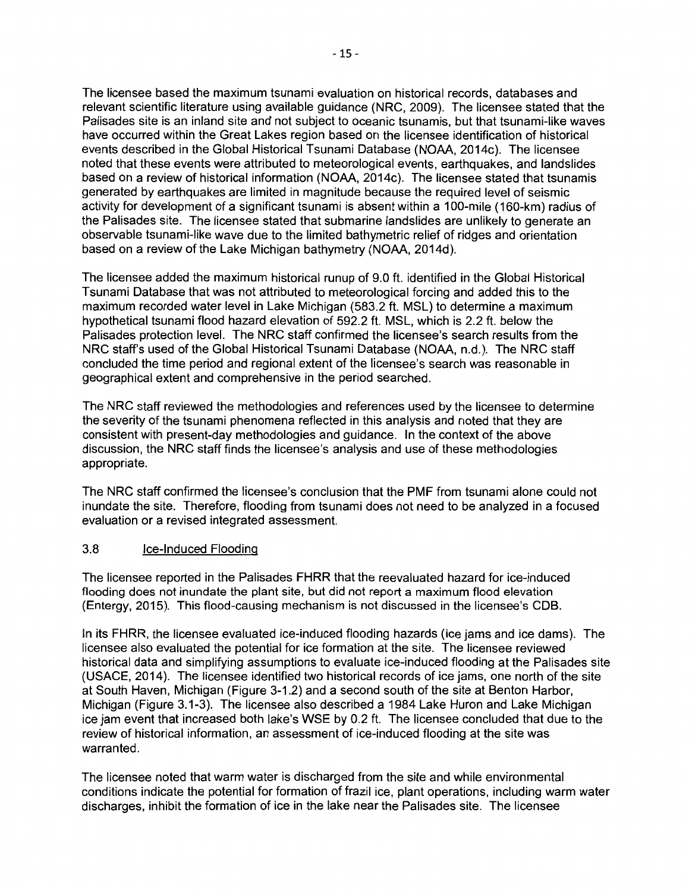The licensee based the maximum tsunami evaluation on historical records, databases and relevant scientific literature using available guidance (NRC, 2009). The licensee stated that the Palisades site is an inland site and not subject to oceanic tsunamis, but that tsunami-like waves have occurred within the Great Lakes region based on the licensee identification of historical events described in the Global Historical Tsunami Database (NOAA, 2014c). The licensee noted that these events were attributed to meteorological events, earthquakes, and landslides based on a review of historical information (NOAA, 2014c). The licensee stated that tsunamis generated by earthquakes are limited in magnitude because the required level of seismic activity for development of a significant tsunami is absent within a 100-mile (160-km) radius of the Palisades site. The licensee stated that submarine landslides are unlikely to generate an observable tsunami-like wave due to the limited bathymetric relief of ridges and orientation based on a review of the Lake Michigan bathymetry (NOAA, 2014d).

The licensee added the maximum historical runup of 9.0 ft. identified in the Global Historical Tsunami Database that was not attributed to meteorological forcing and added this to the maximum recorded water level in Lake Michigan (583.2 ft. MSL) to determine a maximum hypothetical tsunami flood hazard elevation of 592.2 ft. MSL, which is 2.2 ft. below the Palisades protection level. The NRC staff confirmed the licensee's search results from the NRC staff's used of the Global Historical Tsunami Database (NOAA, n.d.). The NRC staff concluded the time period and regional extent of the licensee's search was reasonable in geographical extent and comprehensive in the period searched.

The NRC staff reviewed the methodologies and references used by the licensee to determine the severity of the tsunami phenomena reflected in this analysis and noted that they are consistent with present-day methodologies and guidance. In the context of the above discussion, the NRC staff finds the licensee's analysis and use of these methodologies appropriate.

The NRC staff confirmed the licensee's conclusion that the PMF from tsunami alone could not inundate the site. Therefore, flooding from tsunami does not need to be analyzed in a focused evaluation or a revised integrated assessment.

### 3.8 Ice-Induced Flooding

The licensee reported in the Palisades FHRR that the reevaluated hazard for ice-induced flooding does not inundate the plant site, but did not report a maximum flood elevation (Entergy, 2015). This flood-causing mechanism is not discussed in the licensee's CDB.

In its FHRR, the licensee evaluated ice-induced flooding hazards (ice jams and ice dams). The licensee also evaluated the potential for ice formation at the site. The licensee reviewed historical data and simplifying assumptions to evaluate ice-induced flooding at the Palisades site (USACE, 2014). The licensee identified two historical records of ice jams, one north of the site at South Haven, Michigan (Figure 3-1.2) and a second south of the site at Benton Harbor, Michigan (Figure 3.1-3). The licensee also described a 1984 Lake Huron and Lake Michigan ice jam event that increased both lake's WSE by 0.2 ft. The licensee concluded that due to the review of historical information, an assessment of ice-induced flooding at the site was warranted.

The licensee noted that warm water is discharged from the site and while environmental conditions indicate the potential for formation of frazil ice, plant operations, including warm water discharges, inhibit the formation of ice in the lake near the Palisades site. The licensee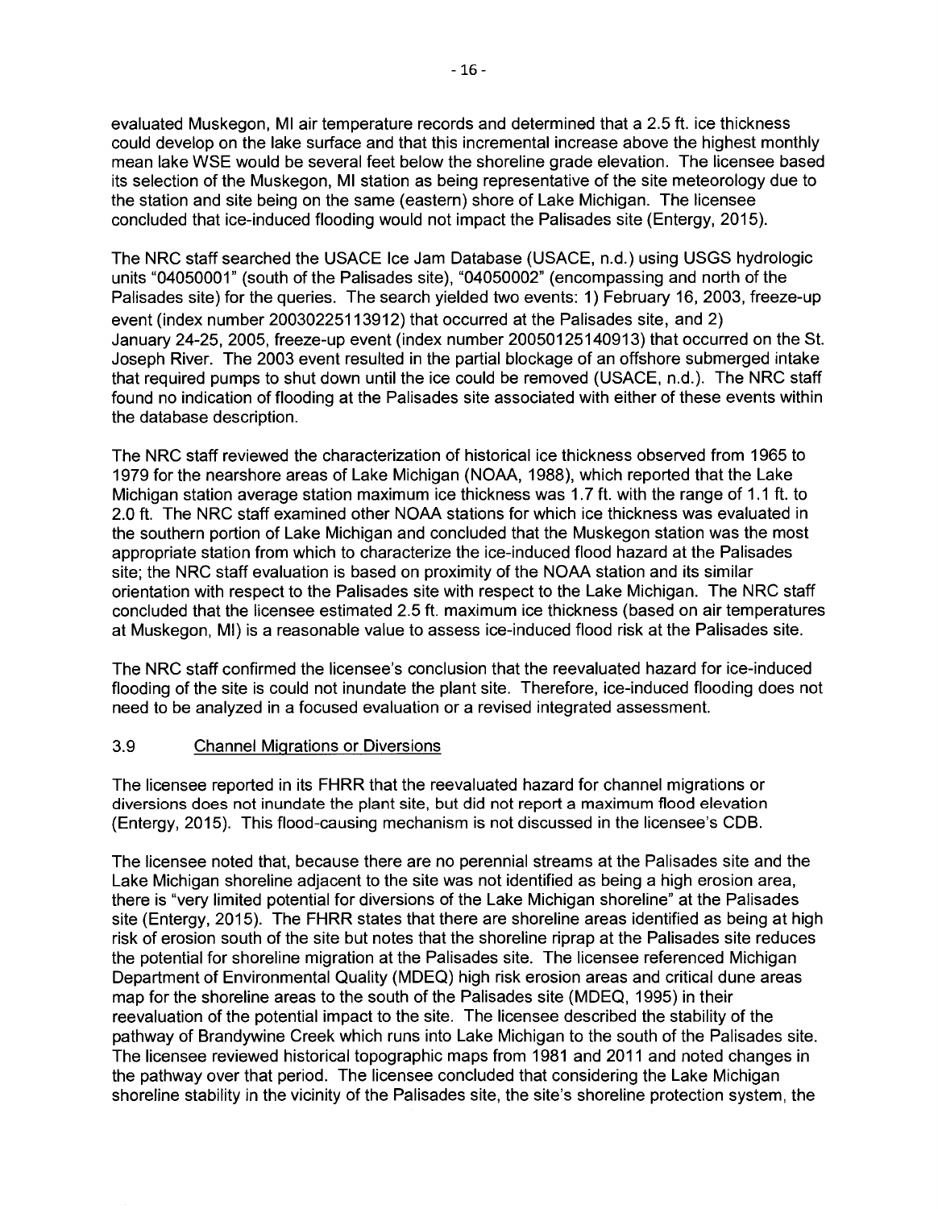evaluated Muskegon, MI air temperature records and determined that a 2.5 ft. ice thickness could develop on the lake surface and that this incremental increase above the highest monthly mean lake WSE would be several feet below the shoreline grade elevation. The licensee based its selection of the Muskegon, MI station as being representative of the site meteorology due to the station and site being on the same (eastern) shore of Lake Michigan. The licensee concluded that ice-induced flooding would not impact the Palisades site (Entergy, 2015).

The NRC staff searched the USACE Ice Jam Database (USACE, n.d.) using USGS hydrologic units "04050001" (south of the Palisades site), "04050002" (encompassing and north of the Palisades site) for the queries. The search yielded two events: 1) February 16, 2003, freeze-up event (index number 20030225113912) that occurred at the Palisades site, and 2) January 24-25, 2005, freeze-up event (index number 20050125140913) that occurred on the St. Joseph River. The 2003 event resulted in the partial blockage of an offshore submerged intake that required pumps to shut down until the ice could be removed (USACE, n.d.). The NRC staff found no indication of flooding at the Palisades site associated with either of these events within the database description.

The NRC staff reviewed the characterization of historical ice thickness observed from 1965 to 1979 for the nearshore areas of Lake Michigan (NOAA, 1988), which reported that the Lake Michigan station average station maximum ice thickness was 1.7 ft. with the range of 1.1 ft. to 2.0 ft. The NRC staff examined other NOAA stations for which ice thickness was evaluated in the southern portion of Lake Michigan and concluded that the Muskegon station was the most appropriate station from which to characterize the ice-induced flood hazard at the Palisades site; the NRC staff evaluation is based on proximity of the NOAA station and its similar orientation with respect to the Palisades site with respect to the Lake Michigan. The NRC staff concluded that the licensee estimated 2.5 ft. maximum ice thickness (based on air temperatures at Muskegon, MI) is a reasonable value to assess ice-induced flood risk at the Palisades site.

The NRC staff confirmed the licensee's conclusion that the reevaluated hazard for ice-induced flooding of the site is could not inundate the plant site. Therefore, ice-induced flooding does not need to be analyzed in a focused evaluation or a revised integrated assessment.

### 3.9 Channel Migrations or Diversions

The licensee reported in its FHRR that the reevaluated hazard for channel migrations or diversions does not inundate the plant site, but did not report a maximum flood elevation (Entergy, 2015). This flood-causing mechanism is not discussed in the licensee's CDB.

The licensee noted that, because there are no perennial streams at the Palisades site and the Lake Michigan shoreline adjacent to the site was not identified as being a high erosion area, there is "very limited potential for diversions of the Lake Michigan shoreline" at the Palisades site (Entergy, 2015). The FHRR states that there are shoreline areas identified as being at high risk of erosion south of the site but notes that the shoreline riprap at the Palisades site reduces the potential for shoreline migration at the Palisades site. The licensee referenced Michigan Department of Environmental Quality (MDEQ) high risk erosion areas and critical dune areas map for the shoreline areas to the south of the Palisades site (MDEQ, 1995) in their reevaluation of the potential impact to the site. The licensee described the stability of the pathway of Brandywine Creek which runs into Lake Michigan to the south of the Palisades site. The licensee reviewed historical topographic maps from 1981 and 2011 and noted changes in the pathway over that period. The licensee concluded that considering the Lake Michigan shoreline stability in the vicinity of the Palisades site, the site's shoreline protection system, the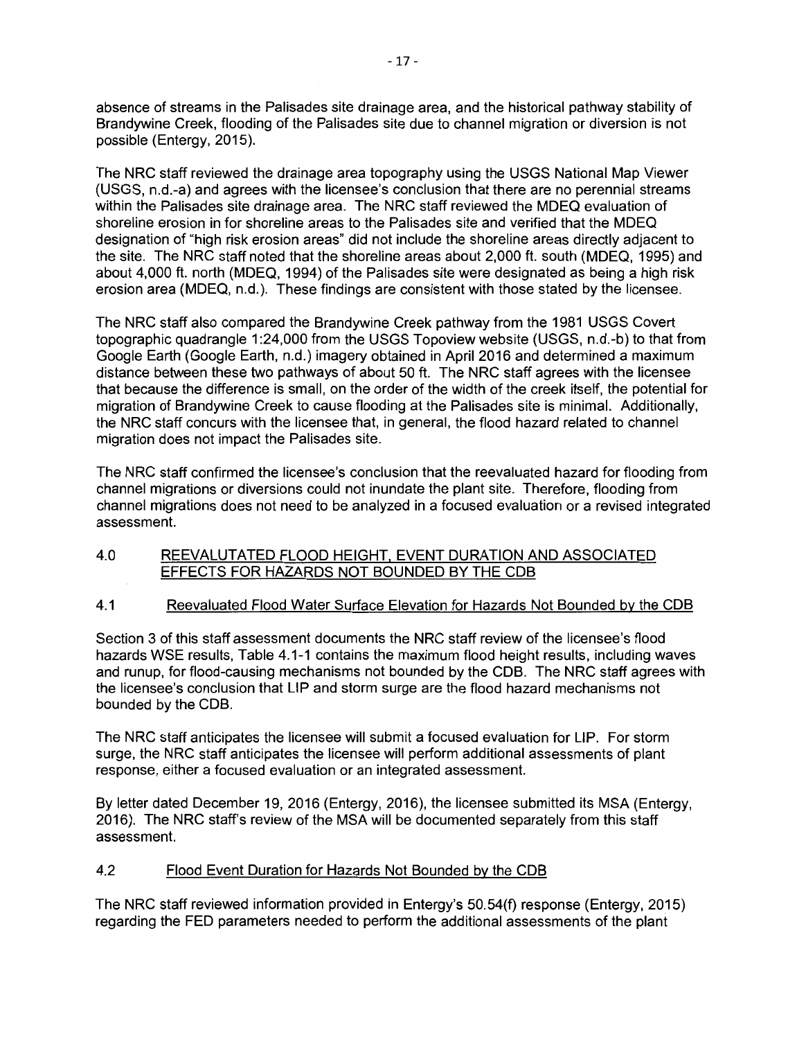absence of streams in the Palisades site drainage area, and the historical pathway stability of Brandywine Creek, flooding of the Palisades site due to channel migration or diversion is not possible (Entergy, 2015).

The NRC staff reviewed the drainage area topography using the USGS National Map Viewer (USGS, n.d.-a) and agrees with the licensee's conclusion that there are no perennial streams within the Palisades site drainage area. The NRC staff reviewed the MDEQ evaluation of shoreline erosion in for shoreline areas to the Palisades site and verified that the MDEQ designation of "high risk erosion areas" did not include the shoreline areas directly adjacent to the site. The NRC staff noted that the shoreline areas about 2,000 ft. south (MDEQ, 1995) and about 4,000 ft. north (MDEQ, 1994) of the Palisades site were designated as being a high risk erosion area (MDEQ, n.d.). These findings are consistent with those stated by the licensee.

The NRC staff also compared the Brandywine Creek pathway from the 1981 USGS Covert topographic quadrangle 1:24,000 from the USGS Topoview website (USGS, n.d.-b) to that from Google Earth (Google Earth, n.d.) imagery obtained in April 2016 and determined a maximum distance between these two pathways of about 50 ft. The NRC staff agrees with the licensee that because the difference is small, on the order of the width of the creek itself, the potential for migration of Brandywine Creek to cause flooding at the Palisades site is minimal. Additionally, the NRC staff concurs with the licensee that, in general, the flood hazard related to channel migration does not impact the Palisades site.

The NRC staff confirmed the licensee's conclusion that the reevaluated hazard for flooding from channel migrations or diversions could not inundate the plant site. Therefore, flooding from channel migrations does not need to be analyzed in a focused evaluation or a revised integrated assessment.

## 4.0 REEVALUTATED FLOOD HEIGHT, EVENT DURATION AND ASSOCIATED EFFECTS FOR HAZARDS NOT BOUNDED BY THE CDB

### 4.1 Reevaluated Flood Water Surface Elevation for Hazards Not Bounded by the CDB

Section 3 of this staff assessment documents the NRC staff review of the licensee's flood hazards WSE results, Table 4.1-1 contains the maximum flood height results, including waves and runup, for flood-causing mechanisms not bounded by the CDB. The NRC staff agrees with the licensee's conclusion that LIP and storm surge are the flood hazard mechanisms not bounded by the CDB.

The NRC staff anticipates the licensee will submit a focused evaluation for LIP. For storm surge, the NRC staff anticipates the licensee will perform additional assessments of plant response, either a focused evaluation or an integrated assessment.

By letter dated December 19, 2016 (Entergy, 2016), the licensee submitted its MSA (Entergy, 2016). The NRC staff's review of the MSA will be documented separately from this staff assessment.

### 4.2 Flood Event Duration for Hazards Not Bounded by the CDB

The NRC staff reviewed information provided in Entergy's 50.54(f) response (Entergy, 2015) regarding the FED parameters needed to perform the additional assessments of the plant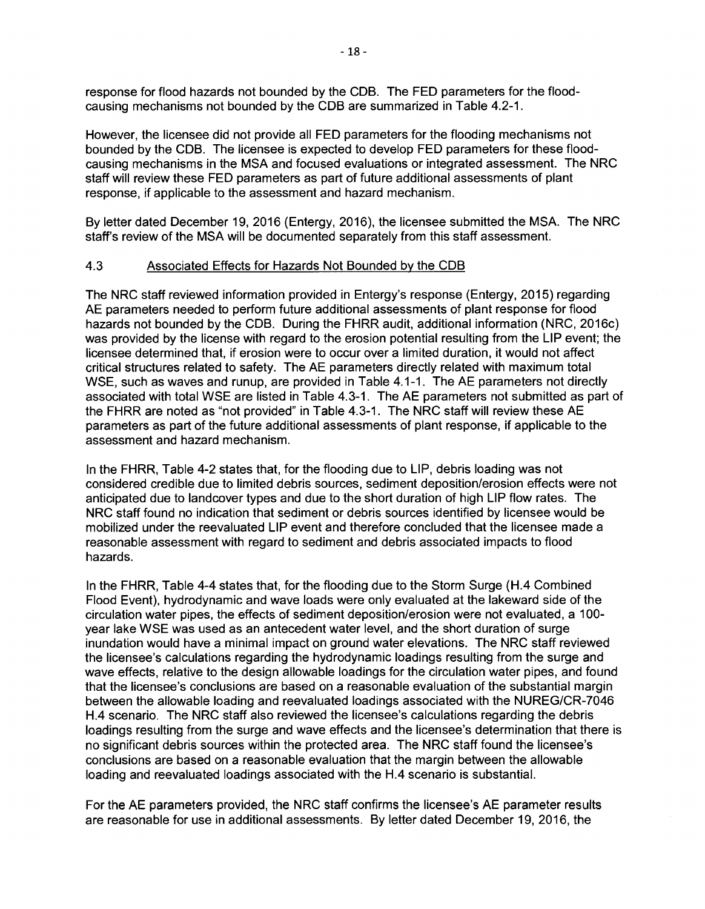response for flood hazards not bounded by the CDB. The FED parameters for the flood-causing mechanisms not bounded by the CDB are summarized in Table 4.2-1.

However, the licensee did not provide all FED parameters for the flooding mechanisms not bounded by the CDB. The licensee is expected to develop FED parameters for these flood-causing mechanisms in the MSA and focused evaluations or integrated assessment. The NRC staff will review these FED parameters as part of future additional assessments of plant response, if applicable to the assessment and hazard mechanism.

By letter dated December 19, 2016 (Entergy, 2016), the licensee submitted the MSA. The NRC staff's review of the MSA will be documented separately from this staff assessment.

## 4.3 Associated Effects for Hazards Not Bounded by the CDB

The NRC staff reviewed information provided in Entergy's response (Entergy, 2015) regarding AE parameters needed to perform future additional assessments of plant response for flood hazards not bounded by the CDB. During the FHRR audit, additional information (NRC, 2016c) was provided by the license with regard to the erosion potential resulting from the LIP event; the licensee determined that, if erosion were to occur over a limited duration, it would not affect critical structures related to safety. The AE parameters directly related with maximum total WSE, such as waves and runup, are provided in Table 4.1-1. The AE parameters not directly associated with total WSE are listed in Table 4.3-1. The AE parameters not submitted as part of the FHRR are noted as "not provided" in Table 4.3-1. The NRC staff will review these AE parameters as part of the future additional assessments of plant response, if applicable to the assessment and hazard mechanism.

In the FHRR, Table 4-2 states that, for the flooding due to LIP, debris loading was not considered credible due to limited debris sources, sediment deposition/erosion effects were not anticipated due to landcover types and due to the short duration of high LIP flow rates. The NRC staff found no indication that sediment or debris sources identified by licensee would be mobilized under the reevaluated LIP event and therefore concluded that the licensee made a reasonable assessment with regard to sediment and debris associated impacts to flood hazards.

In the FHRR, Table 4-4 states that, for the flooding due to the Storm Surge (H.4 Combined Flood Event), hydrodynamic and wave loads were only evaluated at the lakeward side of the circulation water pipes, the effects of sediment deposition/erosion were not evaluated, a 100-year lake WSE was used as an antecedent water level, and the short duration of surge inundation would have a minimal impact on ground water elevations. The NRC staff reviewed the licensee's calculations regarding the hydrodynamic loadings resulting from the surge and wave effects, relative to the design allowable loadings for the circulation water pipes, and found that the licensee's conclusions are based on a reasonable evaluation of the substantial margin between the allowable loading and reevaluated loadings associated with the NUREG/CR-7046 H.4 scenario. The NRC staff also reviewed the licensee's calculations regarding the debris loadings resulting from the surge and wave effects and the licensee's determination that there is no significant debris sources within the protected area. The NRC staff found the licensee's conclusions are based on a reasonable evaluation that the margin between the allowable loading and reevaluated loadings associated with the H.4 scenario is substantial.

For the AE parameters provided, the NRC staff confirms the licensee's AE parameter results are reasonable for use in additional assessments. By letter dated December 19, 2016, the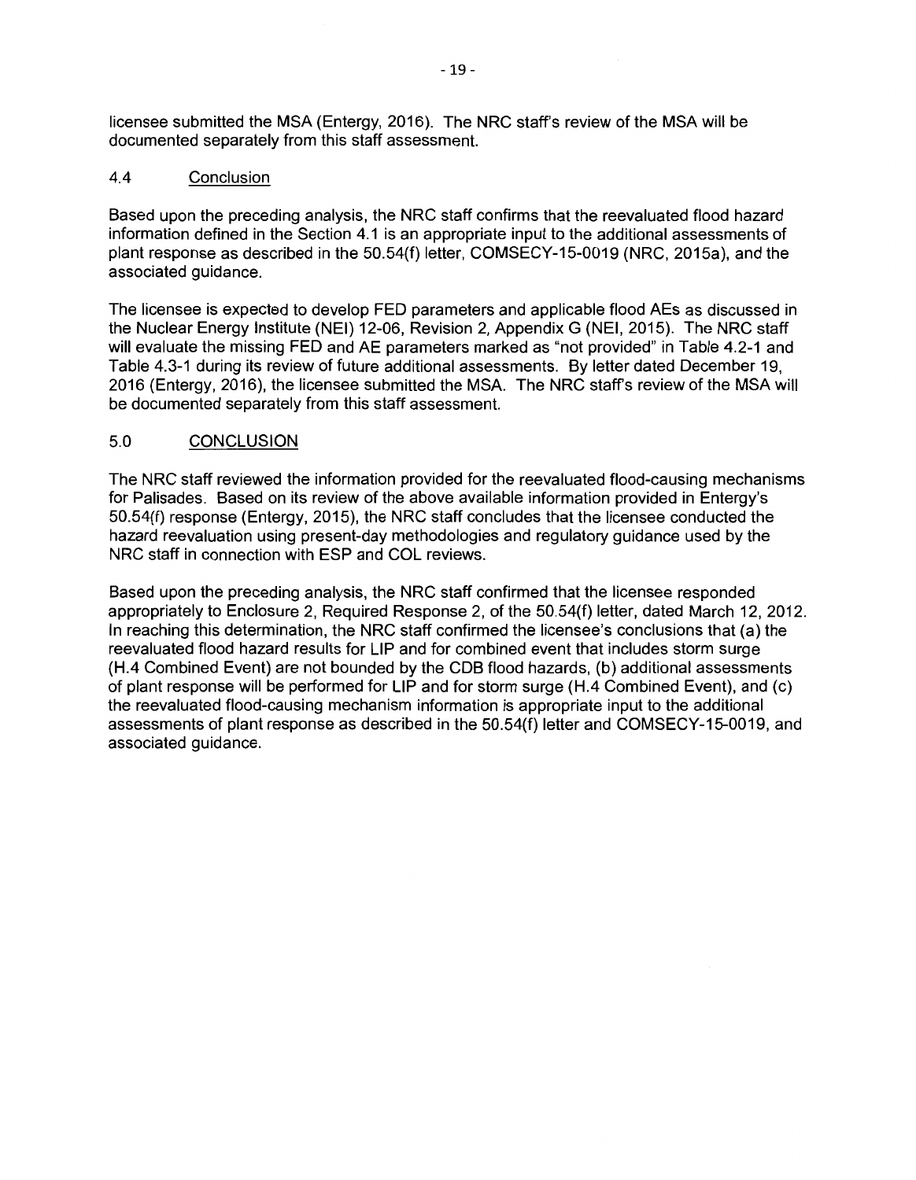licensee submitted the MSA (Entergy, 2016). The NRC staff's review of the MSA will be documented separately from this staff assessment.

### 4.4 Conclusion

Based upon the preceding analysis, the NRC staff confirms that the reevaluated flood hazard information defined in the Section 4.1 is an appropriate input to the additional assessments of plant response as described in the 50.54(f) letter, COMSECY-15-0019 (NRC, 2015a), and the associated guidance.

The licensee is expected to develop FED parameters and applicable flood AEs as discussed in the Nuclear Energy Institute (NEI) 12-06, Revision 2, Appendix G (NEI, 2015). The NRC staff will evaluate the missing FED and AE parameters marked as "not provided" in Table 4.2-1 and Table 4.3-1 during its review of future additional assessments. By letter dated December 19, 2016 (Entergy, 2016), the licensee submitted the MSA. The NRC staff's review of the MSA will be documented separately from this staff assessment.

## 5.0 CONCLUSION

The NRC staff reviewed the information provided for the reevaluated flood-causing mechanisms for Palisades. Based on its review of the above available information provided in Entergy's 50.54(f) response (Entergy, 2015), the NRC staff concludes that the licensee conducted the hazard reevaluation using present-day methodologies and regulatory guidance used by the NRC staff in connection with ESP and COL reviews.

Based upon the preceding analysis, the NRC staff confirmed that the licensee responded appropriately to Enclosure 2, Required Response 2, of the 50.54(f) letter, dated March 12, 2012. In reaching this determination, the NRC staff confirmed the licensee's conclusions that (a) the reevaluated flood hazard results for LIP and for combined event that includes storm surge (H.4 Combined Event) are not bounded by the CDB flood hazards, (b) additional assessments of plant response will be performed for LIP and for storm surge (H.4 Combined Event), and (c) the reevaluated flood-causing mechanism information is appropriate input to the additional assessments of plant response as described in the 50.54(f) letter and COMSECY-15-0019, and associated guidance.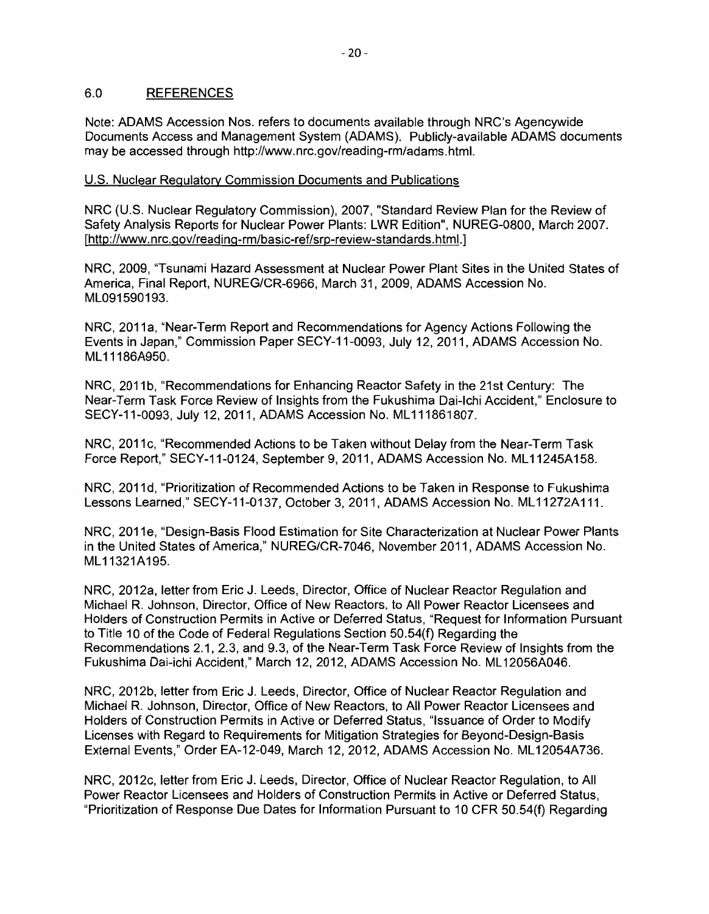## 6.0 REFERENCES

Note: ADAMS Accession Nos. refers to documents available through NRC's Agencywide Documents Access and Management System (ADAMS). Publicly-available ADAMS documents may be accessed through http://www.nrc.gov/reading-rm/adams.html.

U.S. Nuclear Regulatory Commission Documents and Publications

NRC (U.S. Nuclear Regulatory Commission), 2007, "Standard Review Plan for the Review of Safety Analysis Reports for Nuclear Power Plants: LWR Edition", NUREG-0800, March 2007. [http://www.nrc.gov/reading-rm/basic-ref/srp-review-standards.html.]

NRC, 2009, "Tsunami Hazard Assessment at Nuclear Power Plant Sites in the United States of America, Final Report, NUREG/CR-6966, March 31, 2009, ADAMS Accession No. ML091590193.

NRC, 2011a, "Near-Term Report and Recommendations for Agency Actions Following the Events in Japan," Commission Paper SECY-11-0093, July 12, 2011, ADAMS Accession No. ML11186A950.

NRC, 2011b, "Recommendations for Enhancing Reactor Safety in the 21st Century: The Near-Term Task Force Review of Insights from the Fukushima Dai-Ichi Accident," Enclosure to SECY-11-0093, July 12, 2011, ADAMS Accession No. ML111861807.

NRC, 2011c, "Recommended Actions to be Taken without Delay from the Near-Term Task Force Report," SECY-11-0124, September 9, 2011, ADAMS Accession No. ML11245A158.

NRC, 2011d, "Prioritization of Recommended Actions to be Taken in Response to Fukushima Lessons Learned," SECY-11-0137, October 3, 2011, ADAMS Accession No. ML11272A111.

NRC, 2011e, "Design-Basis Flood Estimation for Site Characterization at Nuclear Power Plants in the United States of America," NUREG/CR-7046, November 2011, ADAMS Accession No. ML11321A195.

NRC, 2012a, letter from Eric J. Leeds, Director, Office of Nuclear Reactor Regulation and Michael R. Johnson, Director, Office of New Reactors, to All Power Reactor Licensees and Holders of Construction Permits in Active or Deferred Status, "Request for Information Pursuant to Title 10 of the Code of Federal Regulations Section 50.54(f) Regarding the Recommendations 2.1, 2.3, and 9.3, of the Near-Term Task Force Review of Insights from the Fukushima Dai-ichi Accident," March 12, 2012, ADAMS Accession No. ML12056A046.

NRC, 2012b, letter from Eric J. Leeds, Director, Office of Nuclear Reactor Regulation and Michael R. Johnson, Director, Office of New Reactors, to All Power Reactor Licensees and Holders of Construction Permits in Active or Deferred Status, "Issuance of Order to Modify Licenses with Regard to Requirements for Mitigation Strategies for Beyond-Design-Basis External Events," Order EA-12-049, March 12, 2012, ADAMS Accession No. ML12054A736.

NRC, 2012c, letter from Eric J. Leeds, Director, Office of Nuclear Reactor Regulation, to All Power Reactor Licensees and Holders of Construction Permits in Active or Deferred Status, "Prioritization of Response Due Dates for Information Pursuant to 10 CFR 50.54(f) Regarding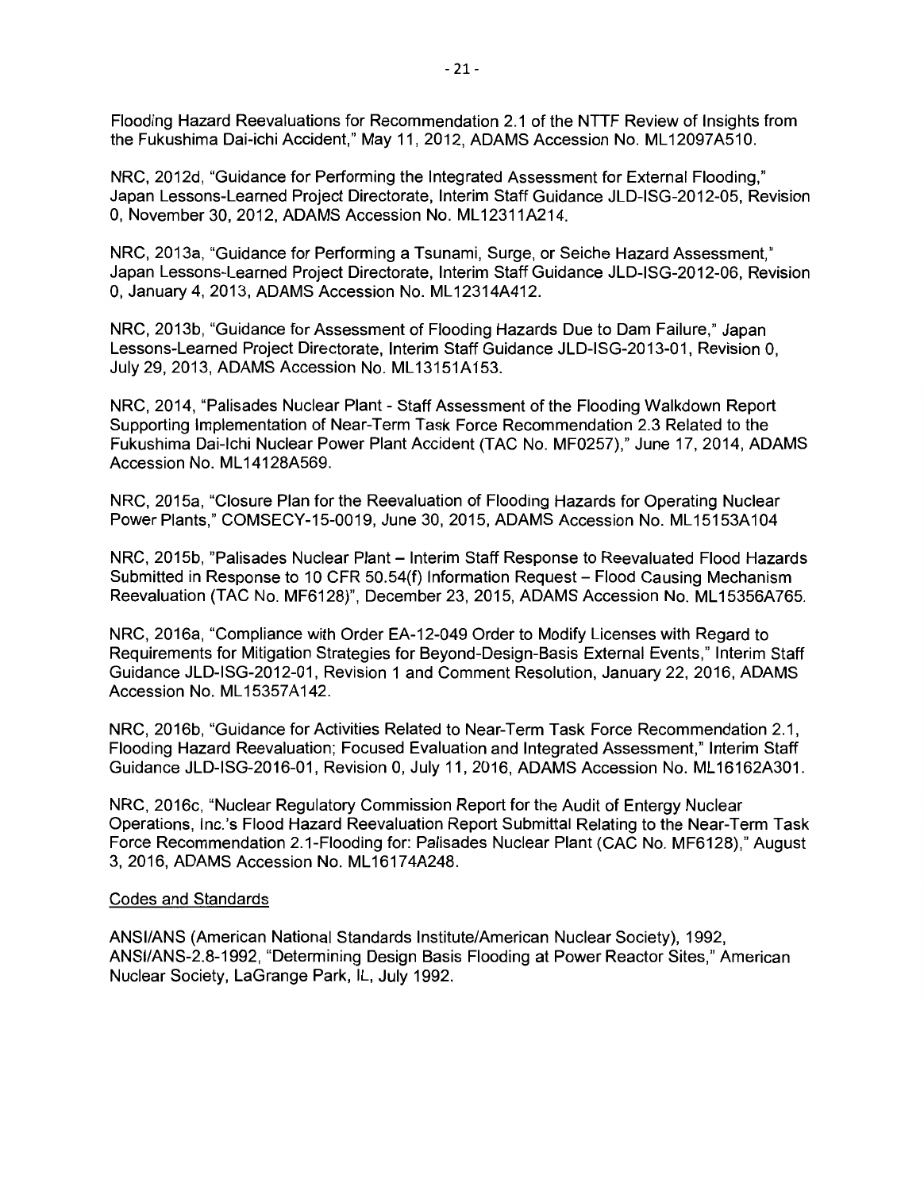Flooding Hazard Reevaluations for Recommendation 2.1 of the NTTF Review of Insights from the Fukushima Dai-ichi Accident," May 11, 2012, ADAMS Accession No. ML12097A510.

NRC, 2012d, "Guidance for Performing the Integrated Assessment for External Flooding," Japan Lessons-Learned Project Directorate, Interim Staff Guidance JLD-ISG-2012-05, Revision 0, November 30, 2012, ADAMS Accession No. ML12311A214.

NRC, 2013a, "Guidance for Performing a Tsunami, Surge, or Seiche Hazard Assessment," Japan Lessons-Learned Project Directorate, Interim Staff Guidance JLD-ISG-2012-06, Revision 0, January 4, 2013, ADAMS Accession No. ML12314A412.

NRC, 2013b, "Guidance for Assessment of Flooding Hazards Due to Dam Failure," Japan Lessons-Learned Project Directorate, Interim Staff Guidance JLD-ISG-2013-01, Revision 0, July 29, 2013, ADAMS Accession No. ML13151A153.

NRC, 2014, "Palisades Nuclear Plant - Staff Assessment of the Flooding Walkdown Report Supporting Implementation of Near-Term Task Force Recommendation 2.3 Related to the Fukushima Dai-Ichi Nuclear Power Plant Accident (TAC No. MF0257)," June 17, 2014, ADAMS Accession No. ML14128A569.

NRC, 2015a, "Closure Plan for the Reevaluation of Flooding Hazards for Operating Nuclear Power Plants," COMSECY-15-0019, June 30, 2015, ADAMS Accession No. ML15153A104

NRC, 2015b, "Palisades Nuclear Plant – Interim Staff Response to Reevaluated Flood Hazards Submitted in Response to 10 CFR 50.54(f) Information Request – Flood Causing Mechanism Reevaluation (TAC No. MF6128)", December 23, 2015, ADAMS Accession No. ML15356A765.

NRC, 2016a, "Compliance with Order EA-12-049 Order to Modify Licenses with Regard to Requirements for Mitigation Strategies for Beyond-Design-Basis External Events," Interim Staff Guidance JLD-ISG-2012-01, Revision 1 and Comment Resolution, January 22, 2016, ADAMS Accession No. ML15357A142.

NRC, 2016b, "Guidance for Activities Related to Near-Term Task Force Recommendation 2.1, Flooding Hazard Reevaluation; Focused Evaluation and Integrated Assessment," Interim Staff Guidance JLD-ISG-2016-01, Revision 0, July 11, 2016, ADAMS Accession No. ML16162A301.

NRC, 2016c, "Nuclear Regulatory Commission Report for the Audit of Entergy Nuclear Operations, Inc.'s Flood Hazard Reevaluation Report Submittal Relating to the Near-Term Task Force Recommendation 2.1-Flooding for: Palisades Nuclear Plant (CAC No. MF6128)," August 3, 2016, ADAMS Accession No. ML16174A248.

Codes and Standards

ANSI/ANS (American National Standards Institute/American Nuclear Society), 1992, ANSI/ANS-2.8-1992, "Determining Design Basis Flooding at Power Reactor Sites," American Nuclear Society, LaGrange Park, IL, July 1992.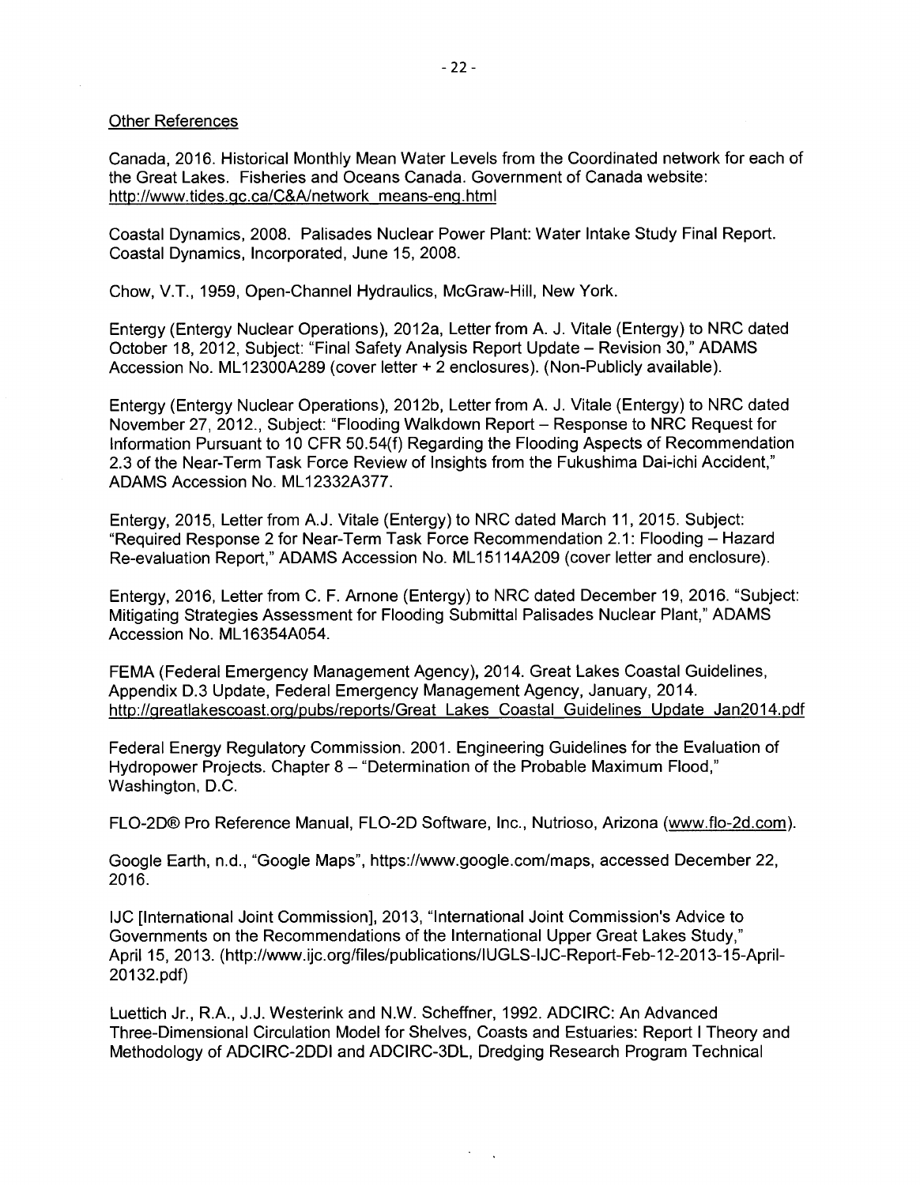Other References

Canada, 2016. Historical Monthly Mean Water Levels from the Coordinated network for each of the Great Lakes. Fisheries and Oceans Canada. Government of Canada website: http://www.tides.gc.ca/C&A/network_means-eng.html

Coastal Dynamics, 2008. Palisades Nuclear Power Plant: Water Intake Study Final Report. Coastal Dynamics, Incorporated, June 15, 2008.

Chow, V.T., 1959, Open-Channel Hydraulics, McGraw-Hill, New York.

Entergy (Entergy Nuclear Operations), 2012a, Letter from A. J. Vitale (Entergy) to NRC dated October 18, 2012, Subject: "Final Safety Analysis Report Update – Revision 30," ADAMS Accession No. ML12300A289 (cover letter + 2 enclosures). (Non-Publicly available).

Entergy (Entergy Nuclear Operations), 2012b, Letter from A. J. Vitale (Entergy) to NRC dated November 27, 2012., Subject: "Flooding Walkdown Report – Response to NRC Request for Information Pursuant to 10 CFR 50.54(f) Regarding the Flooding Aspects of Recommendation 2.3 of the Near-Term Task Force Review of Insights from the Fukushima Dai-ichi Accident," ADAMS Accession No. ML12332A377.

Entergy, 2015, Letter from A.J. Vitale (Entergy) to NRC dated March 11, 2015. Subject: "Required Response 2 for Near-Term Task Force Recommendation 2.1: Flooding – Hazard Re-evaluation Report," ADAMS Accession No. ML15114A209 (cover letter and enclosure).

Entergy, 2016, Letter from C. F. Arnone (Entergy) to NRC dated December 19, 2016. "Subject: Mitigating Strategies Assessment for Flooding Submittal Palisades Nuclear Plant," ADAMS Accession No. ML16354A054.

FEMA (Federal Emergency Management Agency), 2014. Great Lakes Coastal Guidelines, Appendix D.3 Update, Federal Emergency Management Agency, January, 2014. http://greatlakescoast.org/pubs/reports/Great_Lakes_Coastal_Guidelines_Update_Jan2014.pdf

Federal Energy Regulatory Commission. 2001. Engineering Guidelines for the Evaluation of Hydropower Projects. Chapter 8 – "Determination of the Probable Maximum Flood," Washington, D.C.

FLO-2D® Pro Reference Manual, FLO-2D Software, Inc., Nutrioso, Arizona (www.flo-2d.com).

Google Earth, n.d., "Google Maps", https://www.google.com/maps, accessed December 22, 2016.

IJC [International Joint Commission], 2013, "International Joint Commission's Advice to Governments on the Recommendations of the International Upper Great Lakes Study," April 15, 2013. (http://www.ijc.org/files/publications/IUGLS-IJC-Report-Feb-12-2013-15-April-20132.pdf)

Luettich Jr., R.A., J.J. Westerink and N.W. Scheffner, 1992. ADCIRC: An Advanced Three-Dimensional Circulation Model for Shelves, Coasts and Estuaries: Report I Theory and Methodology of ADCIRC-2DDI and ADCIRC-3DL, Dredging Research Program Technical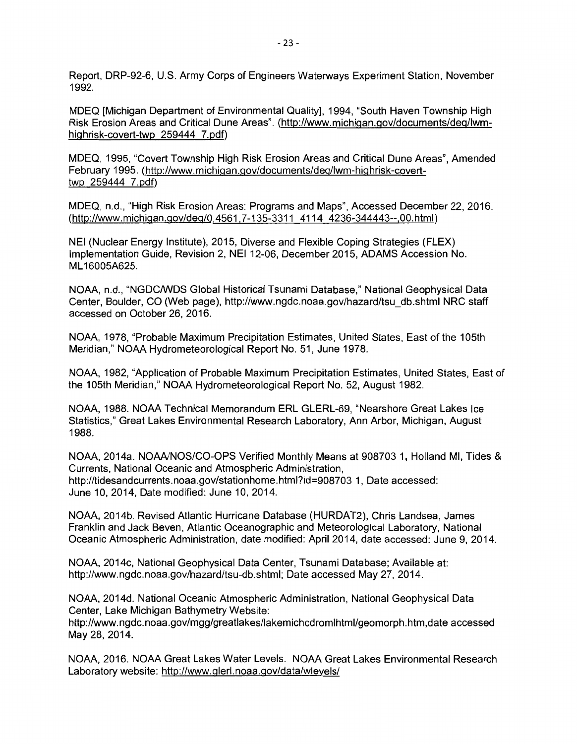Report, DRP-92-6, U.S. Army Corps of Engineers Waterways Experiment Station, November 1992.

MDEQ [Michigan Department of Environmental Quality], 1994, "South Haven Township High Risk Erosion Areas and Critical Dune Areas". (http://www.michigan.gov/documents/deq/lwm-highrisk-covert-twp_259444_7.pdf)

MDEQ, 1995, "Covert Township High Risk Erosion Areas and Critical Dune Areas", Amended February 1995. (http://www.michigan.gov/documents/deq/lwm-highrisk-covert-twp_259444_7.pdf)

MDEQ, n.d., "High Risk Erosion Areas: Programs and Maps", Accessed December 22, 2016. (http://www.michigan.gov/deq/0,4561,7-135-3311_4114_4236-344443--,00.html)

NEI (Nuclear Energy Institute), 2015, Diverse and Flexible Coping Strategies (FLEX) Implementation Guide, Revision 2, NEI 12-06, December 2015, ADAMS Accession No. ML16005A625.

NOAA, n.d., "NGDC/WDS Global Historical Tsunami Database," National Geophysical Data Center, Boulder, CO (Web page), http://www.ngdc.noaa.gov/hazard/tsu_db.shtml NRC staff accessed on October 26, 2016.

NOAA, 1978, "Probable Maximum Precipitation Estimates, United States, East of the 105th Meridian," NOAA Hydrometeorological Report No. 51, June 1978.

NOAA, 1982, "Application of Probable Maximum Precipitation Estimates, United States, East of the 105th Meridian," NOAA Hydrometeorological Report No. 52, August 1982.

NOAA, 1988. NOAA Technical Memorandum ERL GLERL-69, "Nearshore Great Lakes Ice Statistics," Great Lakes Environmental Research Laboratory, Ann Arbor, Michigan, August 1988.

NOAA, 2014a. NOAA/NOS/CO-OPS Verified Monthly Means at 908703 1, Holland MI, Tides & Currents, National Oceanic and Atmospheric Administration, http://tidesandcurrents.noaa.gov/stationhome.html?id=908703 1, Date accessed: June 10, 2014, Date modified: June 10, 2014.

NOAA, 2014b. Revised Atlantic Hurricane Database (HURDAT2), Chris Landsea, James Franklin and Jack Beven, Atlantic Oceanographic and Meteorological Laboratory, National Oceanic Atmospheric Administration, date modified: April 2014, date accessed: June 9, 2014.

NOAA, 2014c, National Geophysical Data Center, Tsunami Database; Available at: http://www.ngdc.noaa.gov/hazard/tsu-db.shtml; Date accessed May 27, 2014.

NOAA, 2014d. National Oceanic Atmospheric Administration, National Geophysical Data Center, Lake Michigan Bathymetry Website: http://www.ngdc.noaa.gov/mgg/greatlakes/lakemichcdromlhtml/geomorph.htm,date accessed May 28, 2014.

NOAA, 2016. NOAA Great Lakes Water Levels. NOAA Great Lakes Environmental Research Laboratory website: http://www.glerl.noaa.gov/data/wlevels/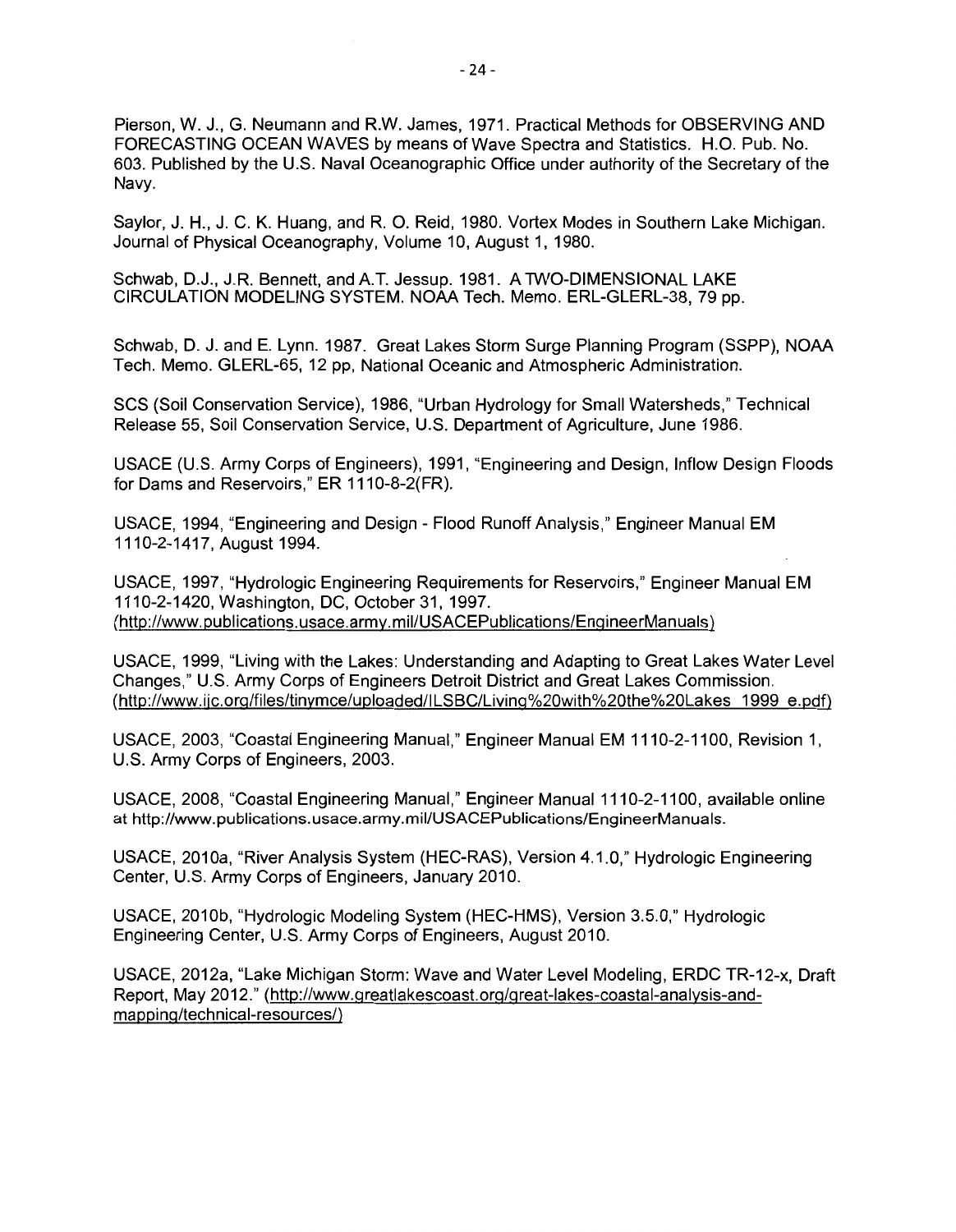Pierson, W. J., G. Neumann and R.W. James, 1971. Practical Methods for OBSERVING AND FORECASTING OCEAN WAVES by means of Wave Spectra and Statistics. H.O. Pub. No. 603. Published by the U.S. Naval Oceanographic Office under authority of the Secretary of the Navy.

Saylor, J. H., J. C. K. Huang, and R. O. Reid, 1980. Vortex Modes in Southern Lake Michigan. Journal of Physical Oceanography, Volume 10, August 1, 1980.

Schwab, D.J., J.R. Bennett, and A.T. Jessup. 1981. A TWO-DIMENSIONAL LAKE CIRCULATION MODELING SYSTEM. NOAA Tech. Memo. ERL-GLERL-38, 79 pp.

Schwab, D. J. and E. Lynn. 1987. Great Lakes Storm Surge Planning Program (SSPP), NOAA Tech. Memo. GLERL-65, 12 pp, National Oceanic and Atmospheric Administration.

SCS (Soil Conservation Service), 1986, "Urban Hydrology for Small Watersheds," Technical Release 55, Soil Conservation Service, U.S. Department of Agriculture, June 1986.

USACE (U.S. Army Corps of Engineers), 1991, "Engineering and Design, Inflow Design Floods for Dams and Reservoirs," ER 1110-8-2(FR).

USACE, 1994, "Engineering and Design - Flood Runoff Analysis," Engineer Manual EM 1110-2-1417, August 1994.

USACE, 1997, "Hydrologic Engineering Requirements for Reservoirs," Engineer Manual EM 1110-2-1420, Washington, DC, October 31, 1997. (http://www.publications.usace.army.mil/USACEPublications/EngineerManuals)

USACE, 1999, "Living with the Lakes: Understanding and Adapting to Great Lakes Water Level Changes," U.S. Army Corps of Engineers Detroit District and Great Lakes Commission. (http://www.ijc.org/files/tinymce/uploaded/ILSBC/Living%20with%20the%20Lakes_1999_e.pdf)

USACE, 2003, "Coastal Engineering Manual," Engineer Manual EM 1110-2-1100, Revision 1, U.S. Army Corps of Engineers, 2003.

USACE, 2008, "Coastal Engineering Manual," Engineer Manual 1110-2-1100, available online at http://www.publications.usace.army.mil/USACEPublications/EngineerManuals.

USACE, 2010a, "River Analysis System (HEC-RAS), Version 4.1.0," Hydrologic Engineering Center, U.S. Army Corps of Engineers, January 2010.

USACE, 2010b, "Hydrologic Modeling System (HEC-HMS), Version 3.5.0," Hydrologic Engineering Center, U.S. Army Corps of Engineers, August 2010.

USACE, 2012a, "Lake Michigan Storm: Wave and Water Level Modeling, ERDC TR-12-x, Draft Report, May 2012." (http://www.greatlakescoast.org/great-lakes-coastal-analysis-and-mapping/technical-resources/)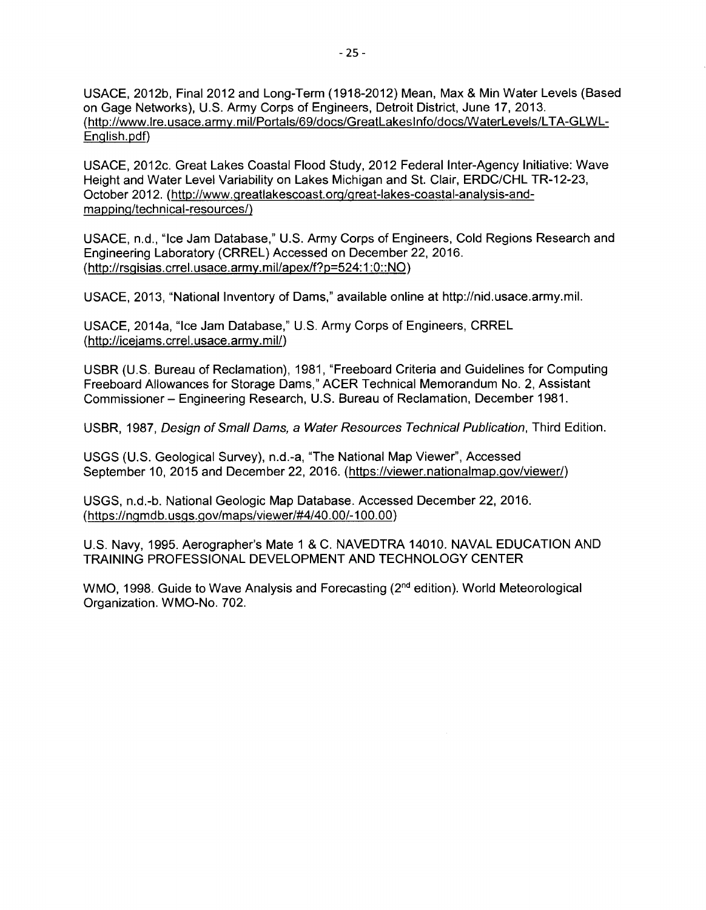USACE, 2012b, Final 2012 and Long-Term (1918-2012) Mean, Max & Min Water Levels (Based on Gage Networks), U.S. Army Corps of Engineers, Detroit District, June 17, 2013. (http://www.lre.usace.army.mil/Portals/69/docs/GreatLakesInfo/docs/WaterLevels/LTA-GLWL-English.pdf)

USACE, 2012c. Great Lakes Coastal Flood Study, 2012 Federal Inter-Agency Initiative: Wave Height and Water Level Variability on Lakes Michigan and St. Clair, ERDC/CHL TR-12-23, October 2012. (http://www.greatlakescoast.org/great-lakes-coastal-analysis-and-mapping/technical-resources/)

USACE, n.d., "Ice Jam Database," U.S. Army Corps of Engineers, Cold Regions Research and Engineering Laboratory (CRREL) Accessed on December 22, 2016. (http://rsgisias.crrel.usace.army.mil/apex/f?p=524:1:0::NO)

USACE, 2013, "National Inventory of Dams," available online at http://nid.usace.army.mil.

USACE, 2014a, "Ice Jam Database," U.S. Army Corps of Engineers, CRREL (http://icejams.crrel.usace.army.mil/)

USBR (U.S. Bureau of Reclamation), 1981, "Freeboard Criteria and Guidelines for Computing Freeboard Allowances for Storage Dams," ACER Technical Memorandum No. 2, Assistant Commissioner – Engineering Research, U.S. Bureau of Reclamation, December 1981.

USBR, 1987, *Design of Small Dams, a Water Resources Technical Publication*, Third Edition.

USGS (U.S. Geological Survey), n.d.-a, "The National Map Viewer", Accessed September 10, 2015 and December 22, 2016. (https://viewer.nationalmap.gov/viewer/)

USGS, n.d.-b. National Geologic Map Database. Accessed December 22, 2016. (https://ngmdb.usgs.gov/maps/viewer/#4/40.00/-100.00)

U.S. Navy, 1995. Aerographer's Mate 1 & C. NAVEDTRA 14010. NAVAL EDUCATION AND TRAINING PROFESSIONAL DEVELOPMENT AND TECHNOLOGY CENTER

WMO, 1998. Guide to Wave Analysis and Forecasting (2nd edition). World Meteorological Organization. WMO-No. 702.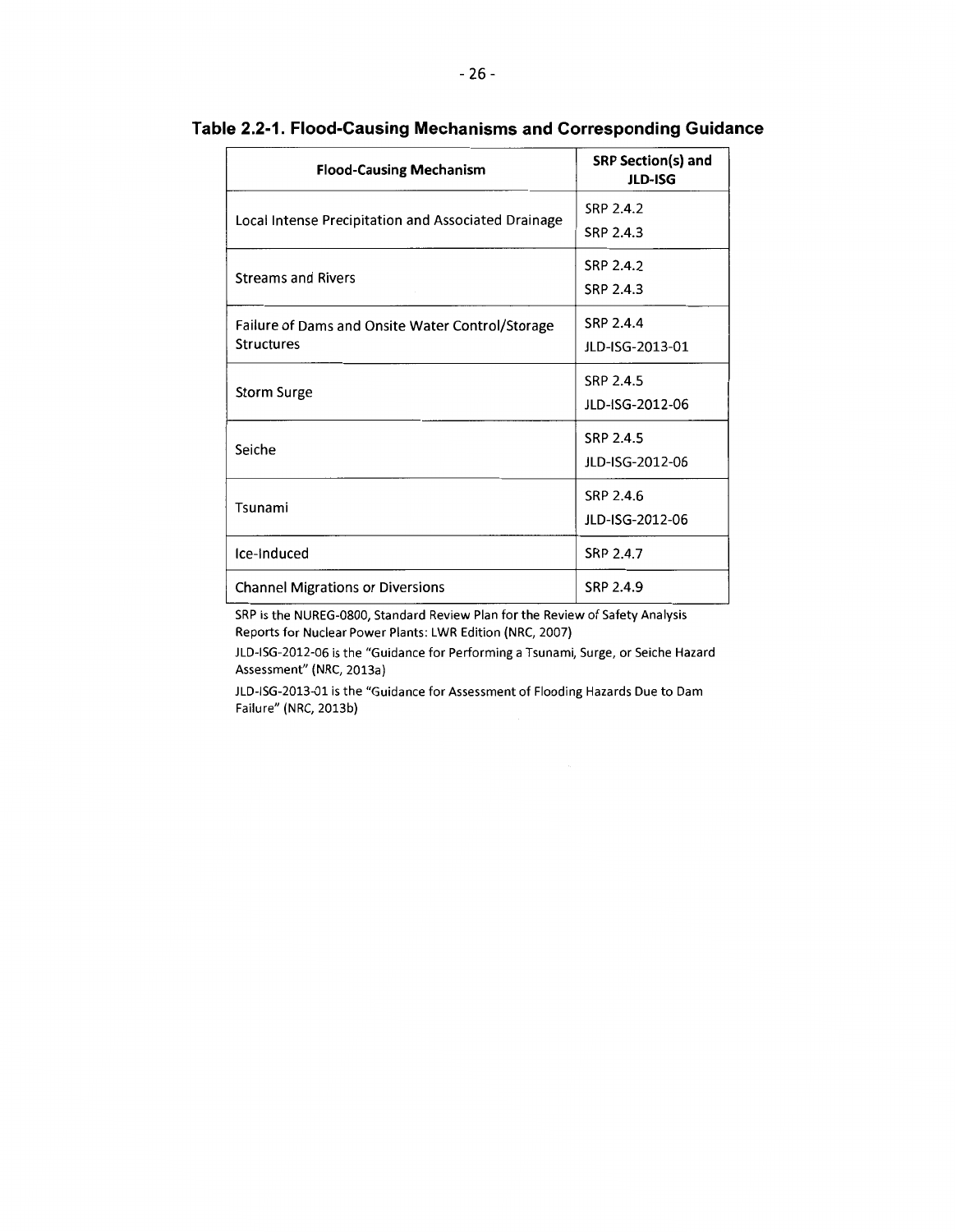**Table 2.2-1. Flood-Causing Mechanisms and Corresponding Guidance**

| Flood-Causing Mechanism | SRP Section(s) and JLD-ISG |
|---|---|
| Local Intense Precipitation and Associated Drainage | SRP 2.4.2<br>SRP 2.4.3 |
| Streams and Rivers | SRP 2.4.2<br>SRP 2.4.3 |
| Failure of Dams and Onsite Water Control/Storage Structures | SRP 2.4.4<br>JLD-ISG-2013-01 |
| Storm Surge | SRP 2.4.5<br>JLD-ISG-2012-06 |
| Seiche | SRP 2.4.5<br>JLD-ISG-2012-06 |
| Tsunami | SRP 2.4.6<br>JLD-ISG-2012-06 |
| Ice-Induced | SRP 2.4.7 |
| Channel Migrations or Diversions | SRP 2.4.9 |

SRP is the NUREG-0800, Standard Review Plan for the Review of Safety Analysis Reports for Nuclear Power Plants: LWR Edition (NRC, 2007)

JLD-ISG-2012-06 is the "Guidance for Performing a Tsunami, Surge, or Seiche Hazard Assessment" (NRC, 2013a)

JLD-ISG-2013-01 is the "Guidance for Assessment of Flooding Hazards Due to Dam Failure" (NRC, 2013b)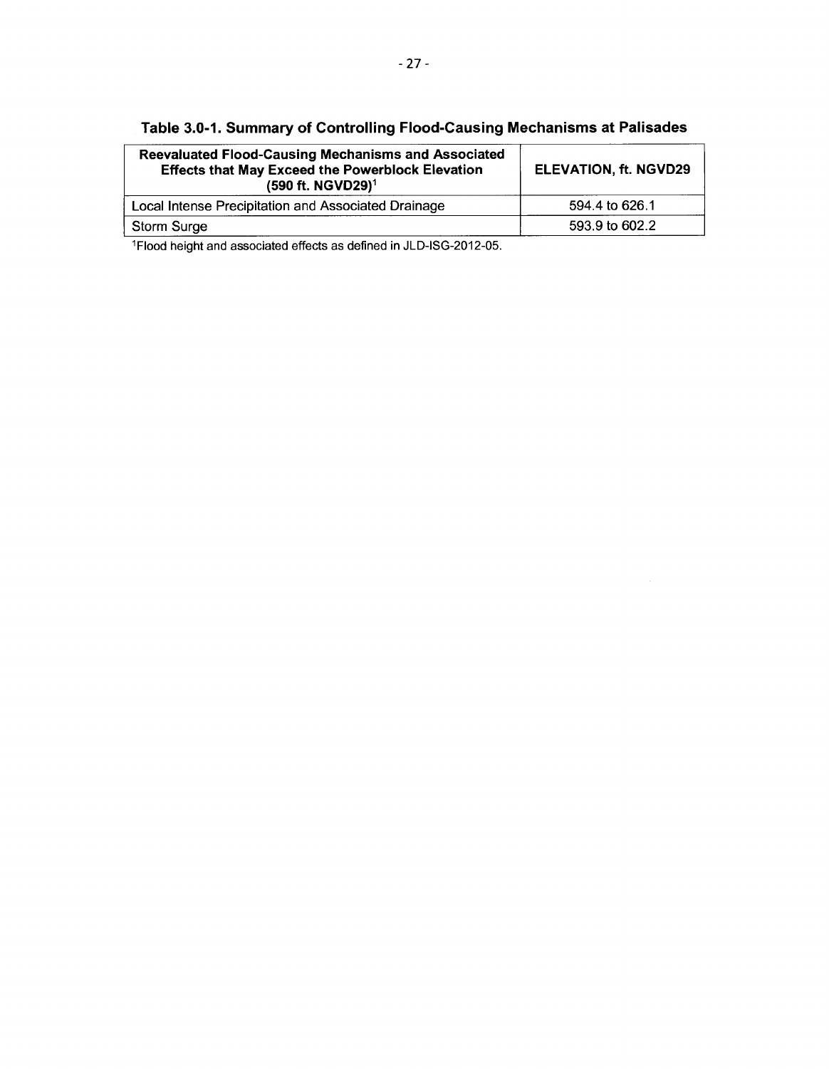**Table 3.0-1. Summary of Controlling Flood-Causing Mechanisms at Palisades**

| Reevaluated Flood-Causing Mechanisms and Associated Effects that May Exceed the Powerblock Elevation (590 ft. NGVD29)[1] | ELEVATION, ft. NGVD29 |
|---|---|
| Local Intense Precipitation and Associated Drainage | 594.4 to 626.1 |
| Storm Surge | 593.9 to 602.2 |

[1]Flood height and associated effects as defined in JLD-ISG-2012-05.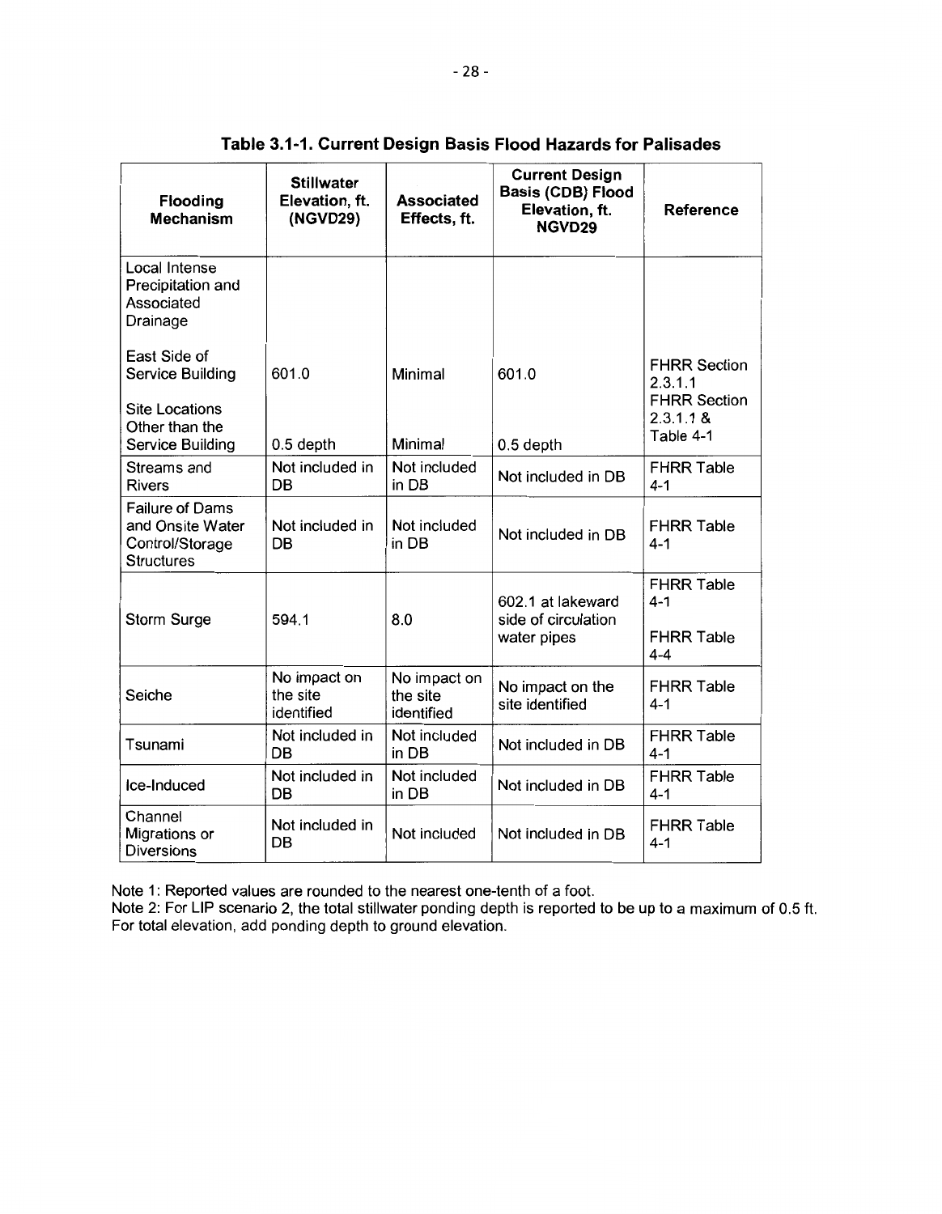**Table 3.1-1. Current Design Basis Flood Hazards for Palisades**

| Flooding Mechanism | Stillwater Elevation, ft. (NGVD29) | Associated Effects, ft. | Current Design Basis (CDB) Flood Elevation, ft. NGVD29 | Reference |
|---|---|---|---|---|
| Local Intense Precipitation and Associated Drainage | | | | |
| East Side of Service Building | 601.0 | Minimal | 601.0 | FHRR Section 2.3.1.1 |
| Site Locations Other than the Service Building | 0.5 depth | Minimal | 0.5 depth | FHRR Section 2.3.1.1 & Table 4-1 |
| Streams and Rivers | Not included in DB | Not included in DB | Not included in DB | FHRR Table 4-1 |
| Failure of Dams and Onsite Water Control/Storage Structures | Not included in DB | Not included in DB | Not included in DB | FHRR Table 4-1 |
| Storm Surge | 594.1 | 8.0 | 602.1 at lakeward side of circulation water pipes | FHRR Table 4-1<br>FHRR Table 4-4 |
| Seiche | No impact on the site identified | No impact on the site identified | No impact on the site identified | FHRR Table 4-1 |
| Tsunami | Not included in DB | Not included in DB | Not included in DB | FHRR Table 4-1 |
| Ice-Induced | Not included in DB | Not included in DB | Not included in DB | FHRR Table 4-1 |
| Channel Migrations or Diversions | Not included in DB | Not included | Not included in DB | FHRR Table 4-1 |

Note 1: Reported values are rounded to the nearest one-tenth of a foot.
Note 2: For LIP scenario 2, the total stillwater ponding depth is reported to be up to a maximum of 0.5 ft. For total elevation, add ponding depth to ground elevation.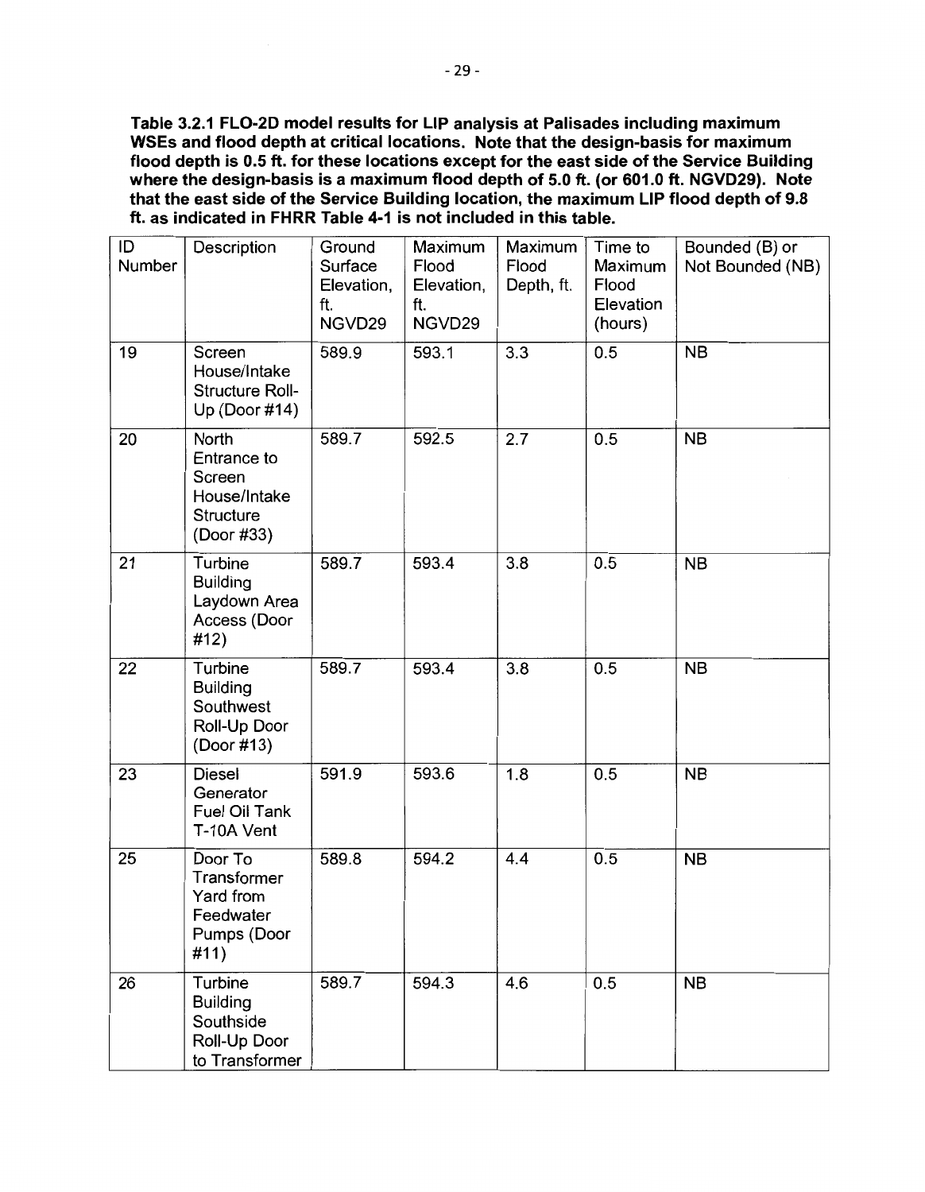**Table 3.2.1 FLO-2D model results for LIP analysis at Palisades including maximum WSEs and flood depth at critical locations. Note that the design-basis for maximum flood depth is 0.5 ft. for these locations except for the east side of the Service Building where the design-basis is a maximum flood depth of 5.0 ft. (or 601.0 ft. NGVD29). Note that the east side of the Service Building location, the maximum LIP flood depth of 9.8 ft. as indicated in FHRR Table 4-1 is not included in this table.**

| ID Number | Description | Ground Surface Elevation, ft. NGVD29 | Maximum Flood Elevation, ft. NGVD29 | Maximum Flood Depth, ft. | Time to Maximum Flood Elevation (hours) | Bounded (B) or Not Bounded (NB) |
|---|---|---|---|---|---|---|
| 19 | Screen House/Intake Structure Roll-Up (Door #14) | 589.9 | 593.1 | 3.3 | 0.5 | NB |
| 20 | North Entrance to Screen House/Intake Structure (Door #33) | 589.7 | 592.5 | 2.7 | 0.5 | NB |
| 21 | Turbine Building Laydown Area Access (Door #12) | 589.7 | 593.4 | 3.8 | 0.5 | NB |
| 22 | Turbine Building Southwest Roll-Up Door (Door #13) | 589.7 | 593.4 | 3.8 | 0.5 | NB |
| 23 | Diesel Generator Fuel Oil Tank T-10A Vent | 591.9 | 593.6 | 1.8 | 0.5 | NB |
| 25 | Door To Transformer Yard from Feedwater Pumps (Door #11) | 589.8 | 594.2 | 4.4 | 0.5 | NB |
| 26 | Turbine Building Southside Roll-Up Door to Transformer | 589.7 | 594.3 | 4.6 | 0.5 | NB |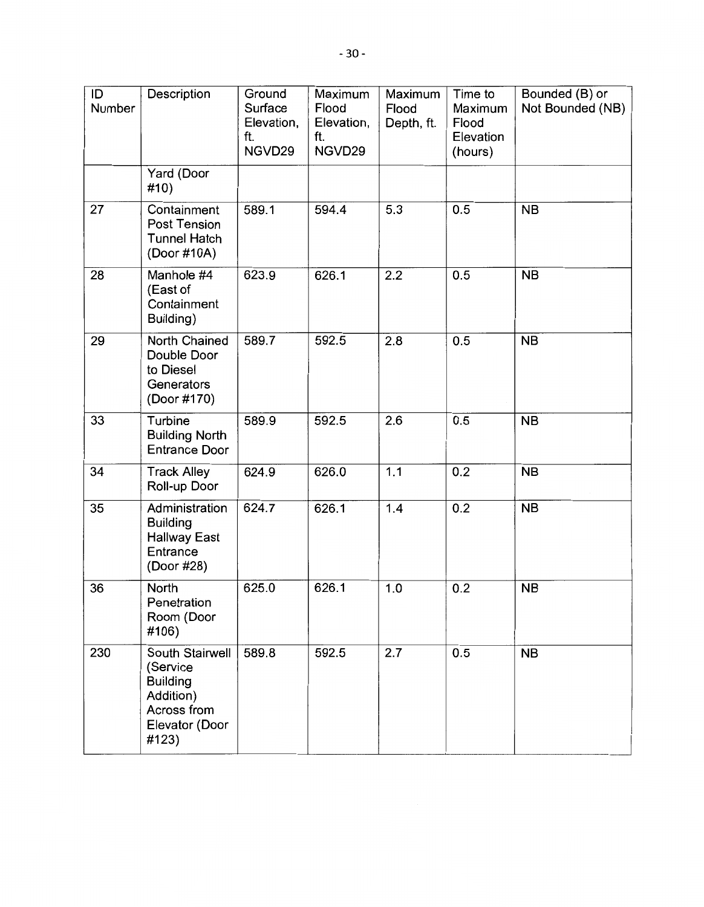| ID Number | Description | Ground Surface Elevation, ft. NGVD29 | Maximum Flood Elevation, ft. NGVD29 | Maximum Flood Depth, ft. | Time to Maximum Flood Elevation (hours) | Bounded (B) or Not Bounded (NB) |
|---|---|---|---|---|---|---|
| | Yard (Door #10) | | | | | |
| 27 | Containment Post Tension Tunnel Hatch (Door #10A) | 589.1 | 594.4 | 5.3 | 0.5 | NB |
| 28 | Manhole #4 (East of Containment Building) | 623.9 | 626.1 | 2.2 | 0.5 | NB |
| 29 | North Chained Double Door to Diesel Generators (Door #170) | 589.7 | 592.5 | 2.8 | 0.5 | NB |
| 33 | Turbine Building North Entrance Door | 589.9 | 592.5 | 2.6 | 0.5 | NB |
| 34 | Track Alley Roll-up Door | 624.9 | 626.0 | 1.1 | 0.2 | NB |
| 35 | Administration Building Hallway East Entrance (Door #28) | 624.7 | 626.1 | 1.4 | 0.2 | NB |
| 36 | North Penetration Room (Door #106) | 625.0 | 626.1 | 1.0 | 0.2 | NB |
| 230 | South Stairwell (Service Building Addition) Across from Elevator (Door #123) | 589.8 | 592.5 | 2.7 | 0.5 | NB |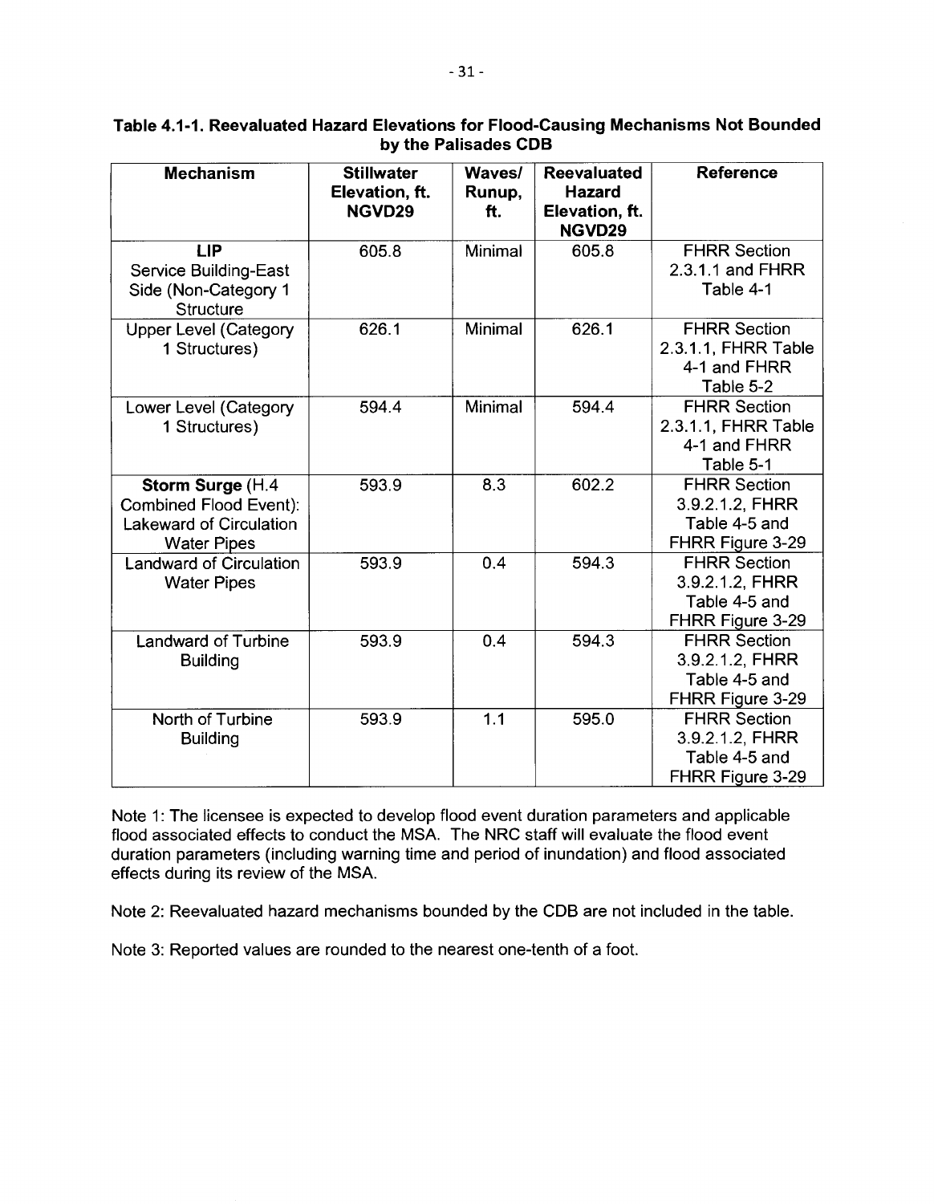**Table 4.1-1. Reevaluated Hazard Elevations for Flood-Causing Mechanisms Not Bounded by the Palisades CDB**

| Mechanism | Stillwater Elevation, ft. NGVD29 | Waves/ Runup, ft. | Reevaluated Hazard Elevation, ft. NGVD29 | Reference |
|---|---|---|---|---|
| **LIP** Service Building-East Side (Non-Category 1 Structure | 605.8 | Minimal | 605.8 | FHRR Section 2.3.1.1 and FHRR Table 4-1 |
| Upper Level (Category 1 Structures) | 626.1 | Minimal | 626.1 | FHRR Section 2.3.1.1, FHRR Table 4-1 and FHRR Table 5-2 |
| Lower Level (Category 1 Structures) | 594.4 | Minimal | 594.4 | FHRR Section 2.3.1.1, FHRR Table 4-1 and FHRR Table 5-1 |
| **Storm Surge** (H.4 Combined Flood Event): Lakeward of Circulation Water Pipes | 593.9 | 8.3 | 602.2 | FHRR Section 3.9.2.1.2, FHRR Table 4-5 and FHRR Figure 3-29 |
| Landward of Circulation Water Pipes | 593.9 | 0.4 | 594.3 | FHRR Section 3.9.2.1.2, FHRR Table 4-5 and FHRR Figure 3-29 |
| Landward of Turbine Building | 593.9 | 0.4 | 594.3 | FHRR Section 3.9.2.1.2, FHRR Table 4-5 and FHRR Figure 3-29 |
| North of Turbine Building | 593.9 | 1.1 | 595.0 | FHRR Section 3.9.2.1.2, FHRR Table 4-5 and FHRR Figure 3-29 |

Note 1: The licensee is expected to develop flood event duration parameters and applicable flood associated effects to conduct the MSA. The NRC staff will evaluate the flood event duration parameters (including warning time and period of inundation) and flood associated effects during its review of the MSA.

Note 2: Reevaluated hazard mechanisms bounded by the CDB are not included in the table.

Note 3: Reported values are rounded to the nearest one-tenth of a foot.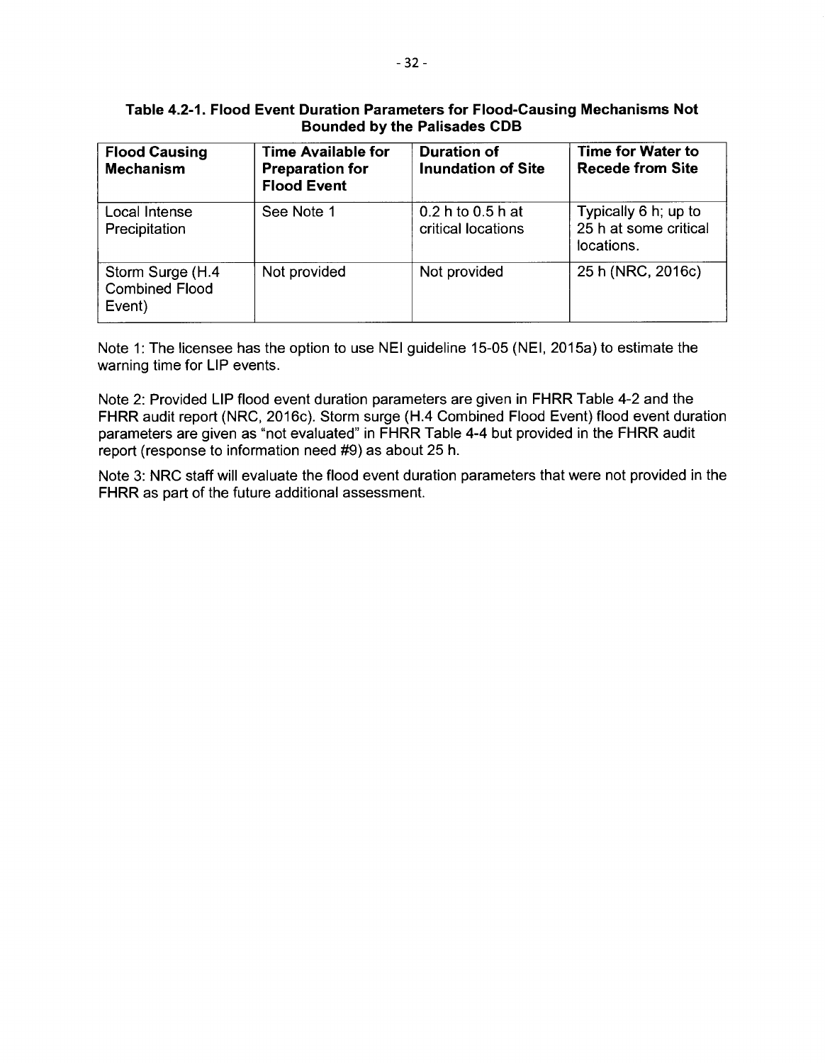**Table 4.2-1. Flood Event Duration Parameters for Flood-Causing Mechanisms Not Bounded by the Palisades CDB**

| Flood Causing Mechanism | Time Available for Preparation for Flood Event | Duration of Inundation of Site | Time for Water to Recede from Site |
|---|---|---|---|
| Local Intense Precipitation | See Note 1 | 0.2 h to 0.5 h at critical locations | Typically 6 h; up to 25 h at some critical locations. |
| Storm Surge (H.4 Combined Flood Event) | Not provided | Not provided | 25 h (NRC, 2016c) |

Note 1: The licensee has the option to use NEI guideline 15-05 (NEI, 2015a) to estimate the warning time for LIP events.

Note 2: Provided LIP flood event duration parameters are given in FHRR Table 4-2 and the FHRR audit report (NRC, 2016c). Storm surge (H.4 Combined Flood Event) flood event duration parameters are given as "not evaluated" in FHRR Table 4-4 but provided in the FHRR audit report (response to information need #9) as about 25 h.

Note 3: NRC staff will evaluate the flood event duration parameters that were not provided in the FHRR as part of the future additional assessment.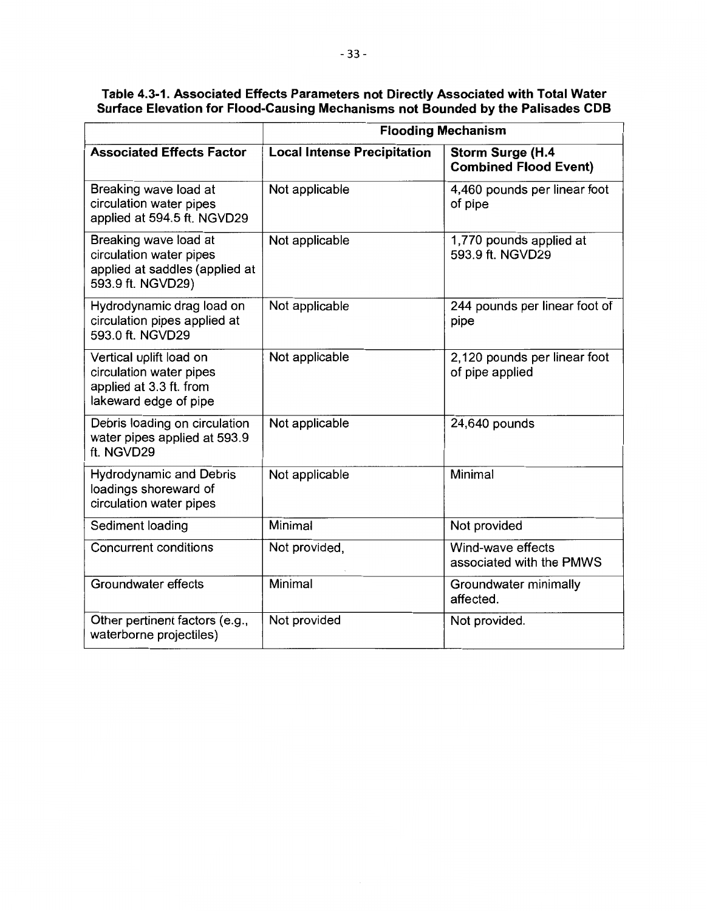**Table 4.3-1. Associated Effects Parameters not Directly Associated with Total Water Surface Elevation for Flood-Causing Mechanisms not Bounded by the Palisades CDB**

| | **Flooding Mechanism** | |
|---|---|---|
| **Associated Effects Factor** | **Local Intense Precipitation** | **Storm Surge (H.4 Combined Flood Event)** |
| Breaking wave load at circulation water pipes applied at 594.5 ft. NGVD29 | Not applicable | 4,460 pounds per linear foot of pipe |
| Breaking wave load at circulation water pipes applied at saddles (applied at 593.9 ft. NGVD29) | Not applicable | 1,770 pounds applied at 593.9 ft. NGVD29 |
| Hydrodynamic drag load on circulation pipes applied at 593.0 ft. NGVD29 | Not applicable | 244 pounds per linear foot of pipe |
| Vertical uplift load on circulation water pipes applied at 3.3 ft. from lakeward edge of pipe | Not applicable | 2,120 pounds per linear foot of pipe applied |
| Debris loading on circulation water pipes applied at 593.9 ft. NGVD29 | Not applicable | 24,640 pounds |
| Hydrodynamic and Debris loadings shoreward of circulation water pipes | Not applicable | Minimal |
| Sediment loading | Minimal | Not provided |
| Concurrent conditions | Not provided, | Wind-wave effects associated with the PMWS |
| Groundwater effects | Minimal | Groundwater minimally affected. |
| Other pertinent factors (e.g., waterborne projectiles) | Not provided | Not provided. |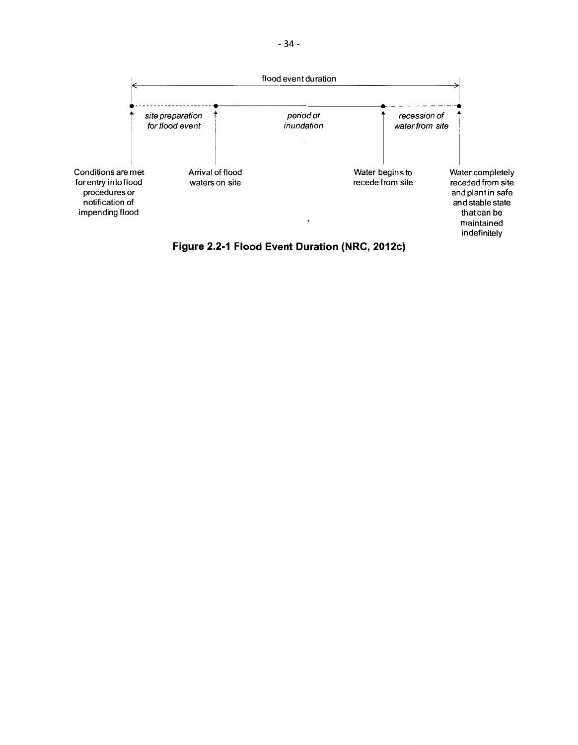flood event duration

*site preparation for flood event* | *period of inundation* | *recession of water from site*

Conditions are met for entry into flood procedures or notification of impending flood

Arrival of flood waters on site

Water begins to recede from site

Water completely receded from site and plant in safe and stable state that can be maintained indefinitely

**Figure 2.2-1 Flood Event Duration (NRC, 2012c)**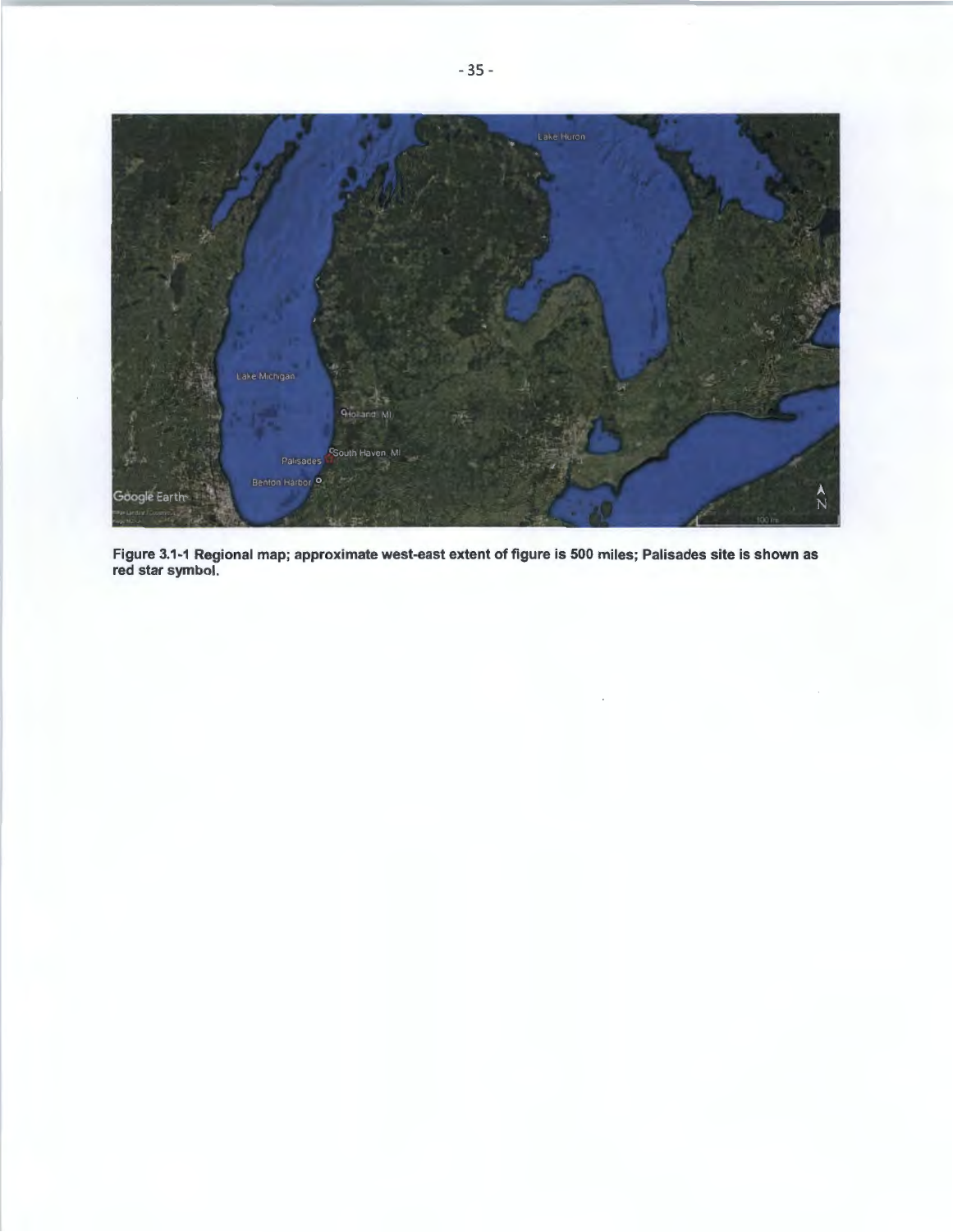**Figure 3.1-1 Regional map; approximate west-east extent of figure is 500 miles; Palisades site is shown as red star symbol.**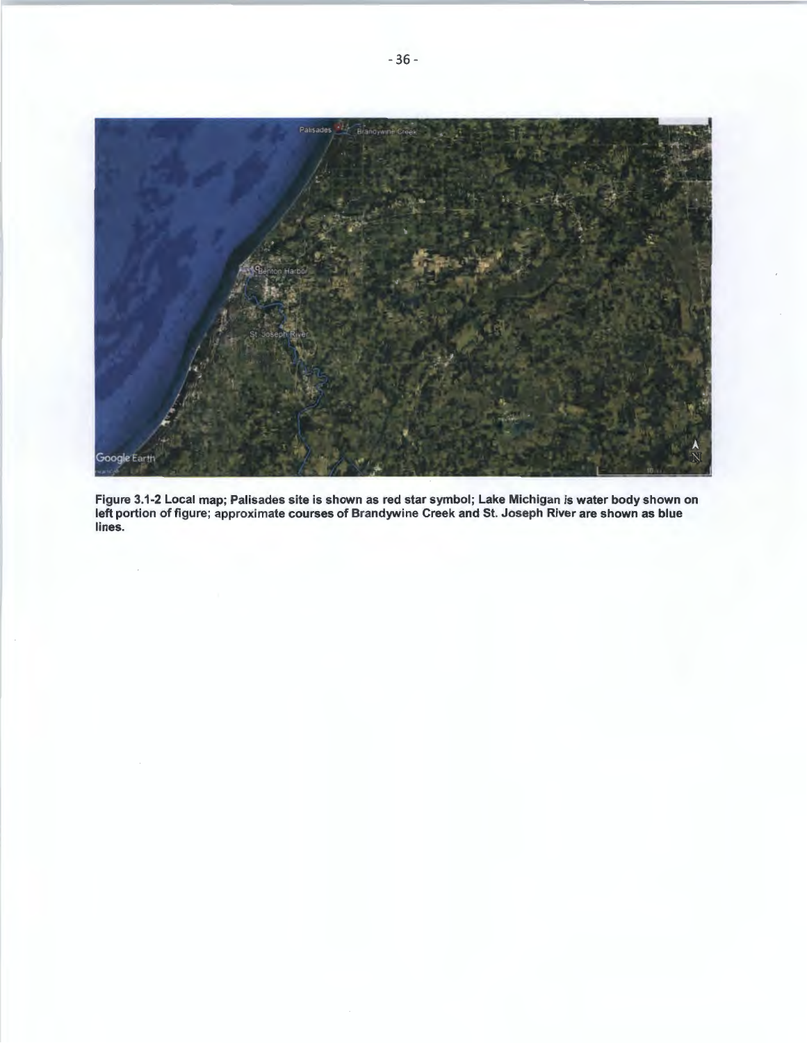Figure 3.1-2 Local map; Palisades site is shown as red star symbol; Lake Michigan is water body shown on left portion of figure; approximate courses of Brandywine Creek and St. Joseph River are shown as blue lines.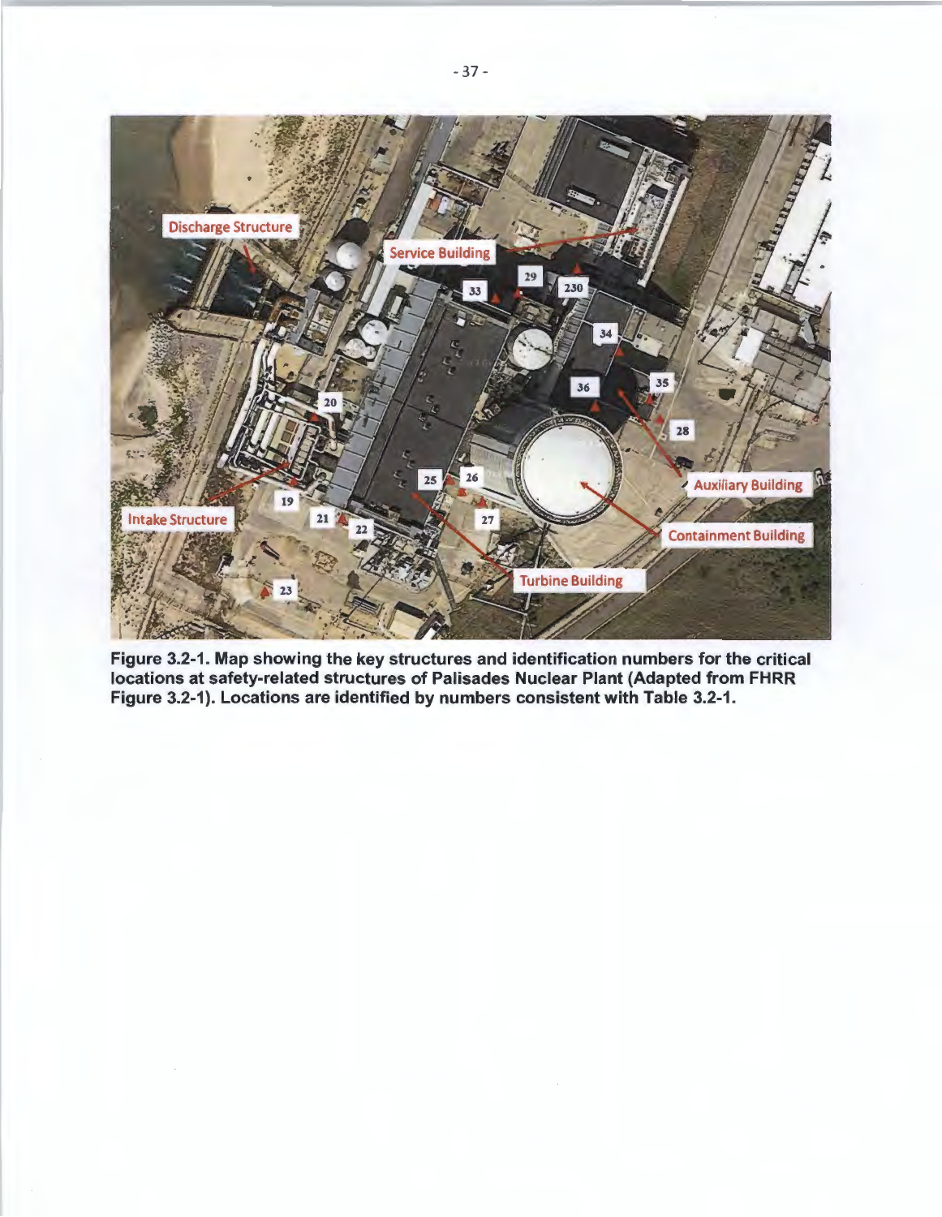**Figure 3.2-1. Map showing the key structures and identification numbers for the critical locations at safety-related structures of Palisades Nuclear Plant (Adapted from FHRR Figure 3.2-1). Locations are identified by numbers consistent with Table 3.2-1.**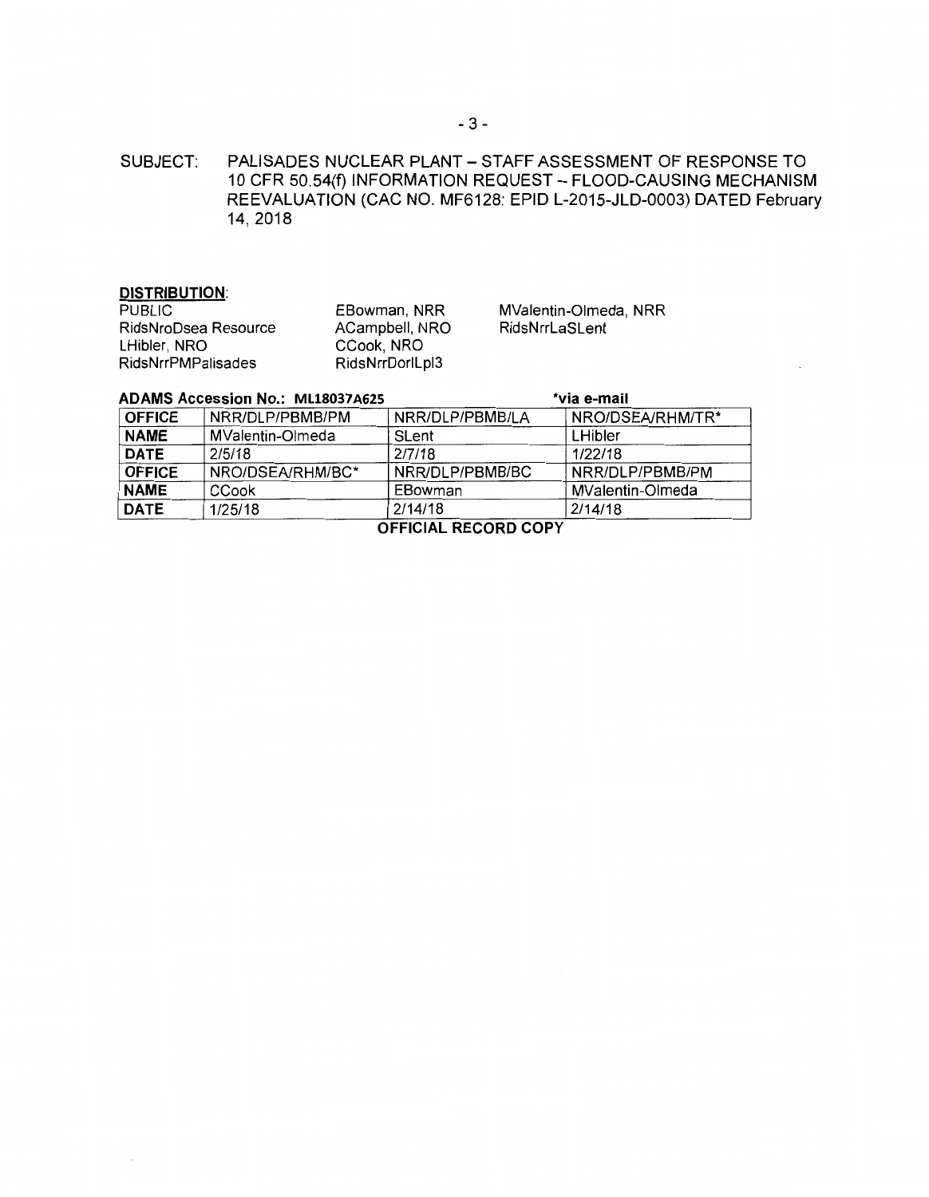SUBJECT: PALISADES NUCLEAR PLANT – STAFF ASSESSMENT OF RESPONSE TO 10 CFR 50.54(f) INFORMATION REQUEST – FLOOD-CAUSING MECHANISM REEVALUATION (CAC NO. MF6128; EPID L-2015-JLD-0003) DATED February 14, 2018

**DISTRIBUTION:**

PUBLIC
RidsNroDsea Resource
LHibler, NRO
RidsNrrPMPalisades
EBowman, NRR
ACampbell, NRO
CCook, NRO
RidsNrrDorlLpl3
MValentin-Olmeda, NRR
RidsNrrLaSLent

**ADAMS Accession No.: ML18037A625** \*via e-mail

| OFFICE | NRR/DLP/PBMB/PM | NRR/DLP/PBMB/LA | NRO/DSEA/RHM/TR* |
|---|---|---|---|
| NAME | MValentin-Olmeda | SLent | LHibler |
| DATE | 2/5/18 | 2/7/18 | 1/22/18 |
| OFFICE | NRO/DSEA/RHM/BC* | NRR/DLP/PBMB/BC | NRR/DLP/PBMB/PM |
| NAME | CCook | EBowman | MValentin-Olmeda |
| DATE | 1/25/18 | 2/14/18 | 2/14/18 |

**OFFICIAL RECORD COPY**